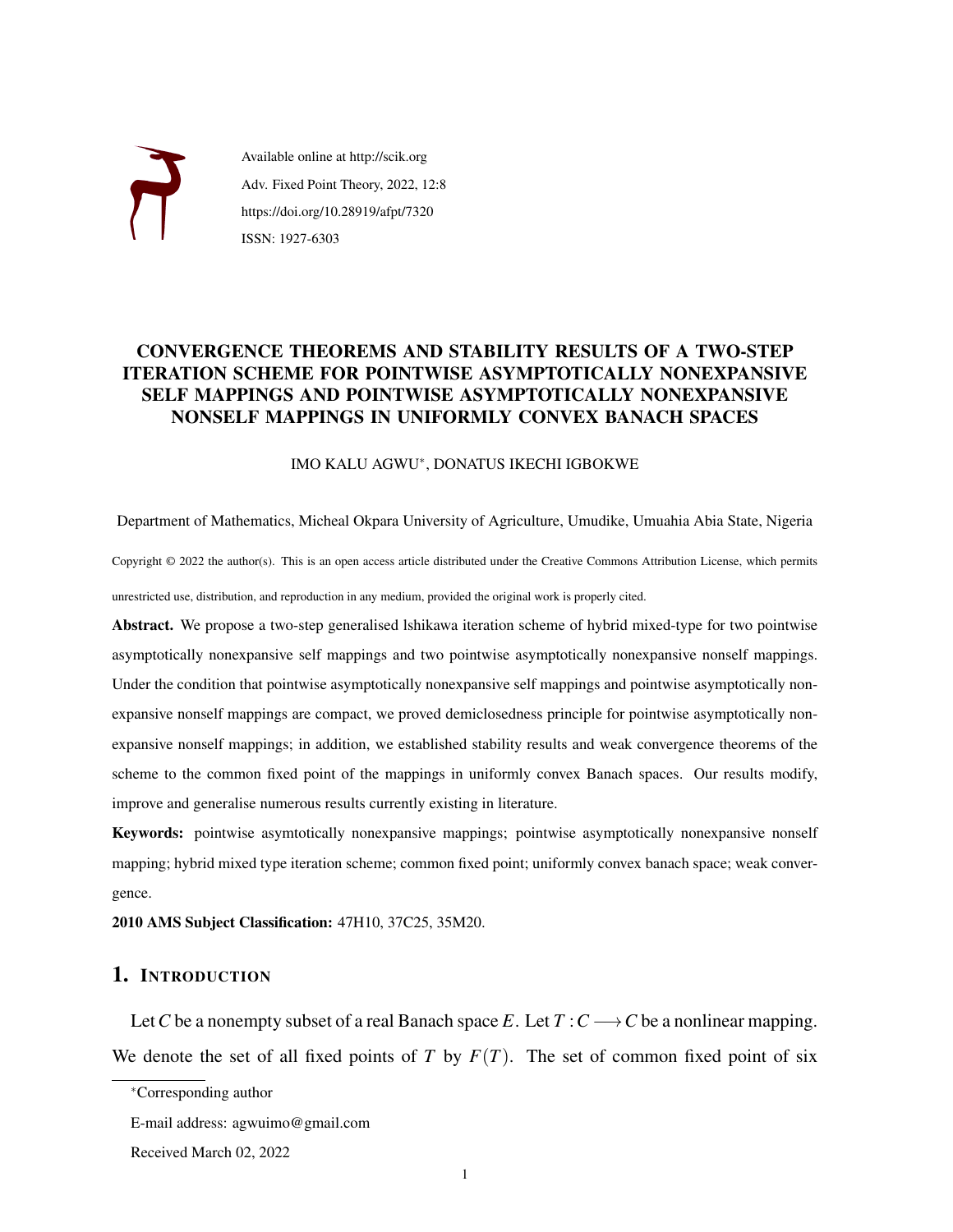Available online at http://scik.org

Adv. Fixed Point Theory, 2022, 12:8

https://doi.org/10.28919/afpt/7320

ISSN: 1927-6303

# CONVERGENCE THEOREMS AND STABILITY RESULTS OF A TWO-STEP ITERATION SCHEME FOR POINTWISE ASYMPTOTICALLY NONEXPANSIVE SELF MAPPINGS AND POINTWISE ASYMPTOTICALLY NONEXPANSIVE NONSELF MAPPINGS IN UNIFORMLY CONVEX BANACH SPACES

IMO KALU AGWU*, DONATUS IKECHI IGBOKWE

Department of Mathematics, Micheal Okpara University of Agriculture, Umudike, Umuahia Abia State, Nigeria

Copyright © 2022 the author(s). This is an open access article distributed under the Creative Commons Attribution License, which permits unrestricted use, distribution, and reproduction in any medium, provided the original work is properly cited.

**Abstract.** We propose a two-step generalised lshikawa iteration scheme of hybrid mixed-type for two pointwise asymptotically nonexpansive self mappings and two pointwise asymptotically nonexpansive nonself mappings. Under the condition that pointwise asymptotically nonexpansive self mappings and pointwise asymptotically nonexpansive nonself mappings are compact, we proved demiclosedness principle for pointwise asymptotically nonexpansive nonself mappings; in addition, we established stability results and weak convergence theorems of the scheme to the common fixed point of the mappings in uniformly convex Banach spaces. Our results modify, improve and generalise numerous results currently existing in literature.

**Keywords:** pointwise asymtotically nonexpansive mappings; pointwise asymptotically nonexpansive nonself mapping; hybrid mixed type iteration scheme; common fixed point; uniformly convex banach space; weak convergence.

**2010 AMS Subject Classification:** 47H10, 37C25, 35M20.

## 1. Introduction

Let $C$ be a nonempty subset of a real Banach space $E$. Let $T: C \longrightarrow C$ be a nonlinear mapping. We denote the set of all fixed points of $T$ by $F(T)$. The set of common fixed point of six

*Corresponding author

E-mail address: agwuimo@gmail.com

Received March 02, 2022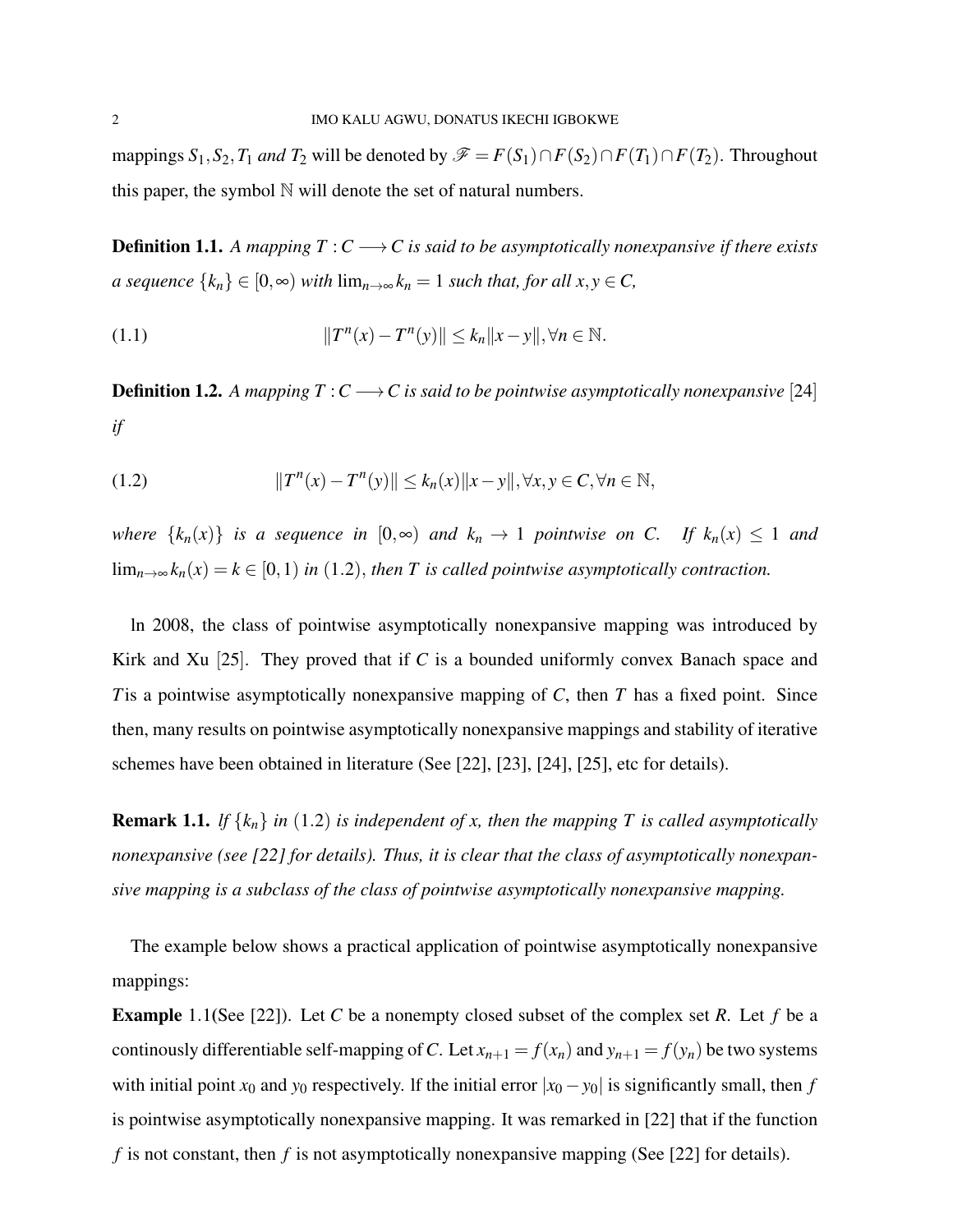mappings $S_1, S_2, T_1$ *and* $T_2$ will be denoted by $\mathscr{F} = F(S_1) \cap F(S_2) \cap F(T_1) \cap F(T_2)$. Throughout this paper, the symbol $\mathbb{N}$ will denote the set of natural numbers.

**Definition 1.1.** *A mapping $T : C \longrightarrow C$ is said to be asymptotically nonexpansive if there exists a sequence $\{k_n\} \in [0, \infty)$ with $\lim_{n\to\infty} k_n = 1$ such that, for all $x, y \in C$,*

$$\|T^n(x) - T^n(y)\| \leq k_n \|x - y\|, \forall n \in \mathbb{N}. \tag{1.1}$$

**Definition 1.2.** *A mapping $T : C \longrightarrow C$ is said to be pointwise asymptotically nonexpansive* [24] *if*

$$\|T^n(x) - T^n(y)\| \leq k_n(x) \|x - y\|, \forall x, y \in C, \forall n \in \mathbb{N}, \tag{1.2}$$

*where $\{k_n(x)\}$ is a sequence in $[0, \infty)$ and $k_n \to 1$ pointwise on $C$. If $k_n(x) \leq 1$ and $\lim_{n\to\infty} k_n(x) = k \in [0, 1)$ in (1.2), then $T$ is called pointwise asymptotically contraction.*

ln 2008, the class of pointwise asymptotically nonexpansive mapping was introduced by Kirk and Xu [25]. They proved that if $C$ is a bounded uniformly convex Banach space and $T$is a pointwise asymptotically nonexpansive mapping of $C$, then $T$ has a fixed point. Since then, many results on pointwise asymptotically nonexpansive mappings and stability of iterative schemes have been obtained in literature (See [22], [23], [24], [25], etc for details).

**Remark 1.1.** *lf $\{k_n\}$ in (1.2) is independent of $x$, then the mapping $T$ is called asymptotically nonexpansive (see [22] for details). Thus, it is clear that the class of asymptotically nonexpansive mapping is a subclass of the class of pointwise asymptotically nonexpansive mapping.*

The example below shows a practical application of pointwise asymptotically nonexpansive mappings:

**Example** 1.1(See [22]). Let $C$ be a nonempty closed subset of the complex set $R$. Let $f$ be a continously differentiable self-mapping of $C$. Let $x_{n+1} = f(x_n)$ and $y_{n+1} = f(y_n)$ be two systems with initial point $x_0$ and $y_0$ respectively. lf the initial error $|x_0 - y_0|$ is significantly small, then $f$ is pointwise asymptotically nonexpansive mapping. It was remarked in [22] that if the function $f$ is not constant, then $f$ is not asymptotically nonexpansive mapping (See [22] for details).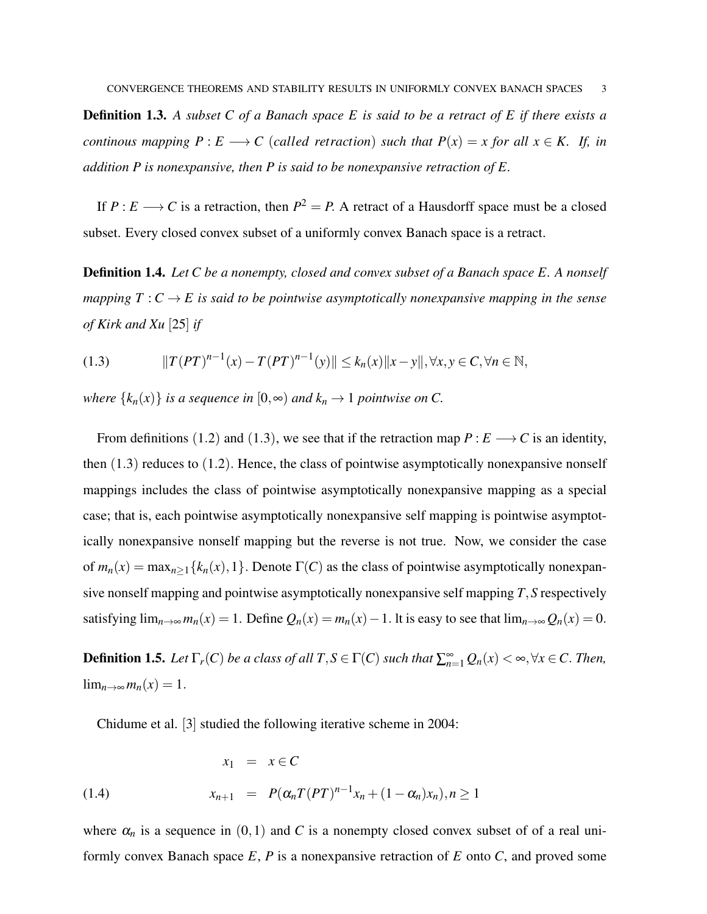**Definition 1.3.** *A subset $C$ of a Banach space $E$ is said to be a retract of $E$ if there exists a continous mapping $P : E \longrightarrow C$ (called retraction) such that $P(x) = x$ for all $x \in K$. If, in addition $P$ is nonexpansive, then $P$ is said to be nonexpansive retraction of $E$.*

If $P : E \longrightarrow C$ is a retraction, then $P^2 = P$. A retract of a Hausdorff space must be a closed subset. Every closed convex subset of a uniformly convex Banach space is a retract.

**Definition 1.4.** *Let $C$ be a nonempty, closed and convex subset of a Banach space $E$. A nonself mapping $T : C \to E$ is said to be pointwise asymptotically nonexpansive mapping in the sense of Kirk and Xu [25] if*

$$\|T(PT)^{n-1}(x) - T(PT)^{n-1}(y)\| \leq k_n(x)\|x-y\|, \forall x, y \in C, \forall n \in \mathbb{N}, \tag{1.3}$$

*where $\{k_n(x)\}$ is a sequence in $[0,\infty)$ and $k_n \to 1$ pointwise on $C$.*

From definitions (1.2) and (1.3), we see that if the retraction map $P : E \longrightarrow C$ is an identity, then (1.3) reduces to (1.2). Hence, the class of pointwise asymptotically nonexpansive nonself mappings includes the class of pointwise asymptotically nonexpansive mapping as a special case; that is, each pointwise asymptotically nonexpansive self mapping is pointwise asymptotically nonexpansive nonself mapping but the reverse is not true. Now, we consider the case of $m_n(x) = \max_{n \geq 1}\{k_n(x), 1\}$. Denote $\Gamma(C)$ as the class of pointwise asymptotically nonexpansive nonself mapping and pointwise asymptotically nonexpansive self mapping $T, S$ respectively satisfying $\lim_{n\to\infty} m_n(x) = 1$. Define $Q_n(x) = m_n(x) - 1$. It is easy to see that $\lim_{n\to\infty} Q_n(x) = 0$.

**Definition 1.5.** *Let $\Gamma_r(C)$ be a class of all $T, S \in \Gamma(C)$ such that $\sum_{n=1}^{\infty} Q_n(x) < \infty, \forall x \in C$. Then, $\lim_{n\to\infty} m_n(x) = 1$.*

Chidume et al. [3] studied the following iterative scheme in 2004:

$$\begin{aligned} x_1 &= x \in C \\ x_{n+1} &= P(\alpha_n T(PT)^{n-1}x_n + (1-\alpha_n)x_n), n \geq 1 \end{aligned} \tag{1.4}$$

where $\alpha_n$ is a sequence in $(0,1)$ and $C$ is a nonempty closed convex subset of of a real uniformly convex Banach space $E$, $P$ is a nonexpansive retraction of $E$ onto $C$, and proved some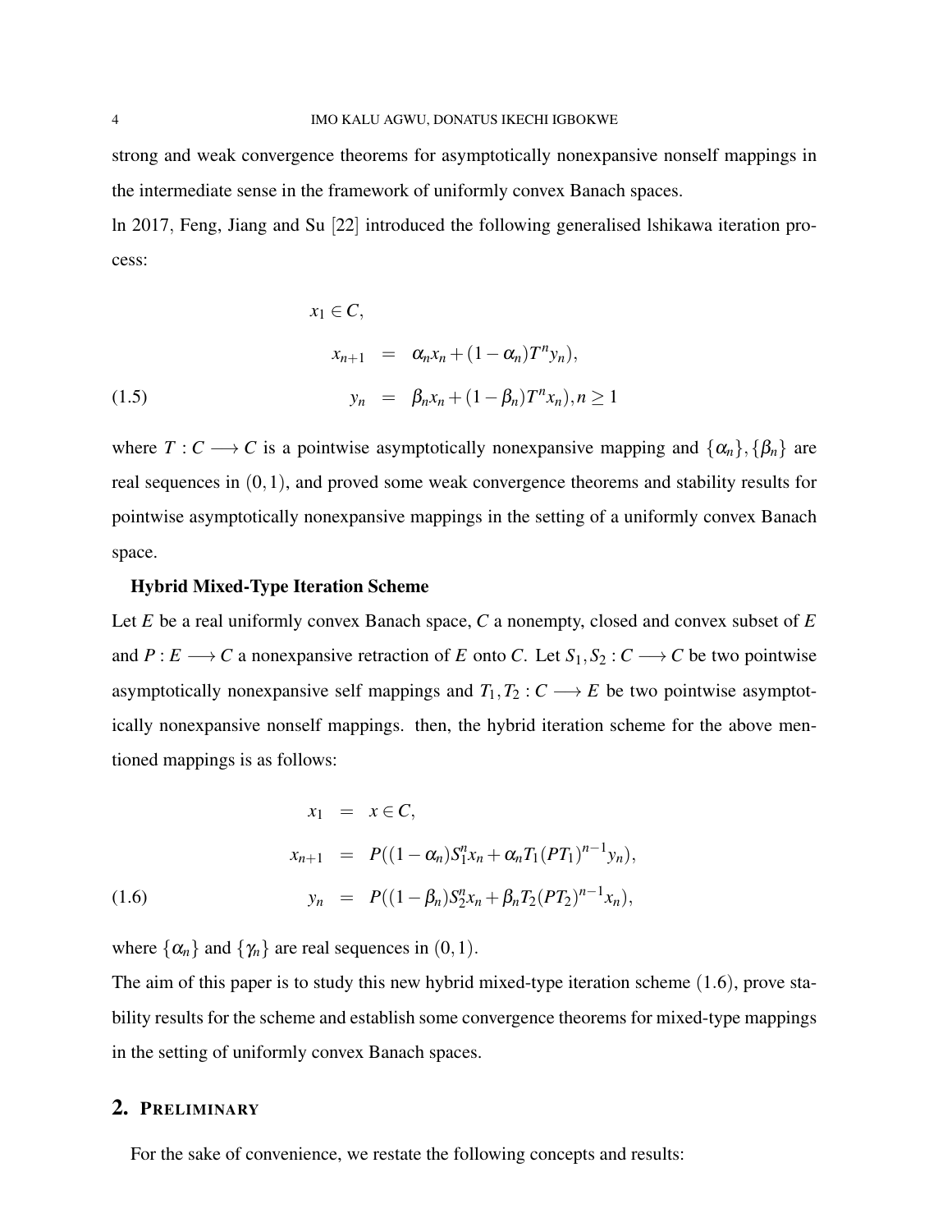strong and weak convergence theorems for asymptotically nonexpansive nonself mappings in the intermediate sense in the framework of uniformly convex Banach spaces.

ln 2017, Feng, Jiang and Su [22] introduced the following generalised lshikawa iteration process:

$$
\begin{aligned}
& x_1 \in C, \\
& \quad x_{n+1} = \alpha_n x_n + (1-\alpha_n) T^n y_n), \\
& \quad y_n = \beta_n x_n + (1-\beta_n) T^n x_n), n \geq 1
\end{aligned}
\tag{1.5}
$$

where $T : C \longrightarrow C$ is a pointwise asymptotically nonexpansive mapping and $\{\alpha_n\}, \{\beta_n\}$ are real sequences in $(0,1)$, and proved some weak convergence theorems and stability results for pointwise asymptotically nonexpansive mappings in the setting of a uniformly convex Banach space.

**Hybrid Mixed-Type Iteration Scheme**

Let $E$ be a real uniformly convex Banach space, $C$ a nonempty, closed and convex subset of $E$ and $P : E \longrightarrow C$ a nonexpansive retraction of $E$ onto $C$. Let $S_1, S_2 : C \longrightarrow C$ be two pointwise asymptotically nonexpansive self mappings and $T_1, T_2 : C \longrightarrow E$ be two pointwise asymptotically nonexpansive nonself mappings. then, the hybrid iteration scheme for the above mentioned mappings is as follows:

$$
\begin{aligned}
x_1 &= x \in C, \\
x_{n+1} &= P((1-\alpha_n) S_1^n x_n + \alpha_n T_1 (PT_1)^{n-1} y_n), \\
y_n &= P((1-\beta_n) S_2^n x_n + \beta_n T_2 (PT_2)^{n-1} x_n),
\end{aligned}
\tag{1.6}
$$

where $\{\alpha_n\}$ and $\{\gamma_n\}$ are real sequences in $(0,1)$.

The aim of this paper is to study this new hybrid mixed-type iteration scheme (1.6), prove stability results for the scheme and establish some convergence theorems for mixed-type mappings in the setting of uniformly convex Banach spaces.

## 2. Preliminary

For the sake of convenience, we restate the following concepts and results: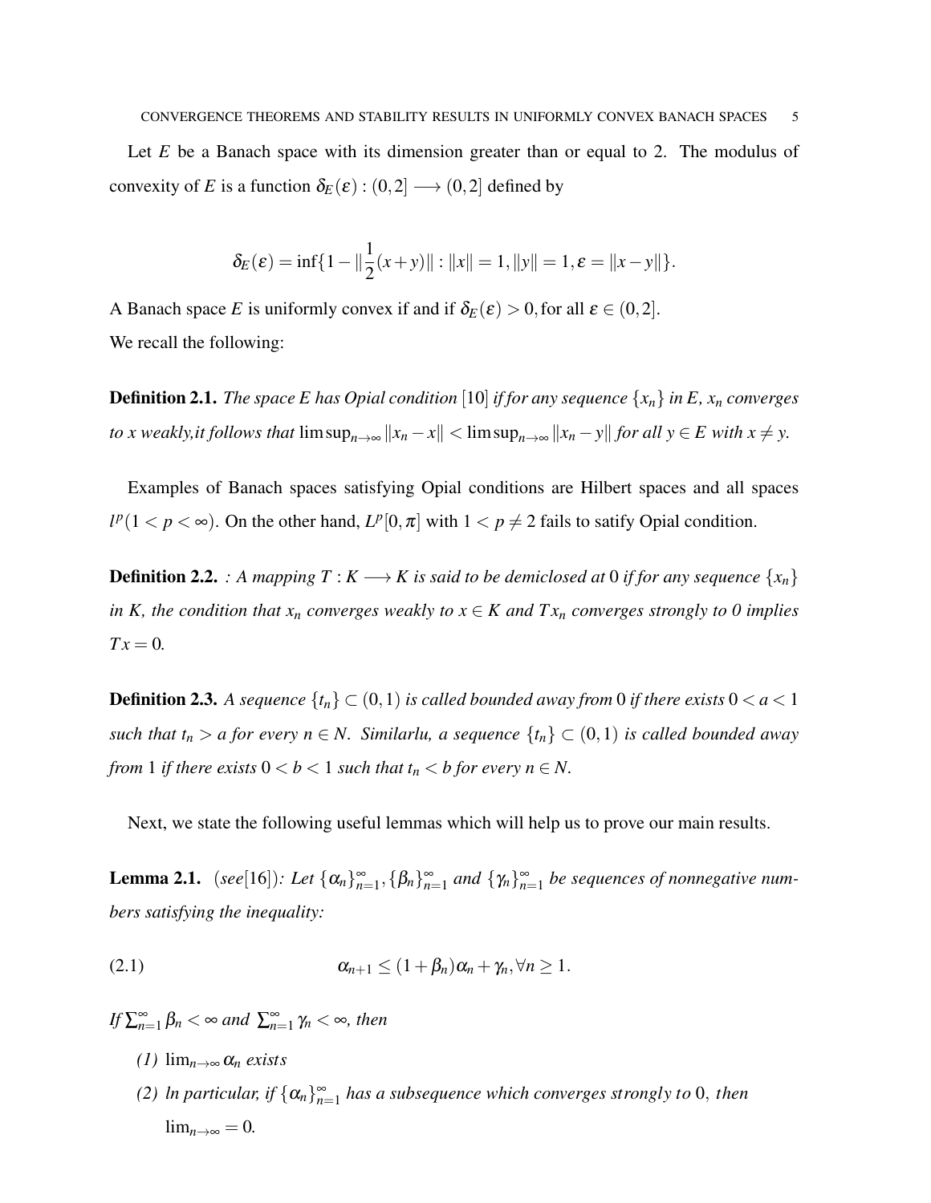Let $E$ be a Banach space with its dimension greater than or equal to 2. The modulus of convexity of $E$ is a function $\delta_E(\varepsilon) : (0,2] \longrightarrow (0,2]$ defined by

$$\delta_E(\varepsilon) = \inf\{1 - \|\frac{1}{2}(x+y)\| : \|x\| = 1, \|y\| = 1, \varepsilon = \|x-y\|\}.$$

A Banach space $E$ is uniformly convex if and if $\delta_E(\varepsilon) > 0$, for all $\varepsilon \in (0,2]$.
We recall the following:

**Definition 2.1.** *The space E has Opial condition* [10] *if for any sequence $\{x_n\}$ in E, $x_n$ converges to x weakly,it follows that* $\limsup_{n\to\infty} \|x_n - x\| < \limsup_{n\to\infty} \|x_n - y\|$ *for all $y \in E$ with $x \neq y$.*

Examples of Banach spaces satisfying Opial conditions are Hilbert spaces and all spaces $l^p (1 < p < \infty)$. On the other hand, $L^p[0,\pi]$ with $1 < p \neq 2$ fails to satify Opial condition.

**Definition 2.2.** *: A mapping $T : K \longrightarrow K$ is said to be demiclosed at* 0 *if for any sequence $\{x_n\}$ in K, the condition that $x_n$ converges weakly to $x \in K$ and $Tx_n$ converges strongly to 0 implies $Tx = 0$.*

**Definition 2.3.** *A sequence $\{t_n\} \subset (0,1)$ is called bounded away from* 0 *if there exists $0 < a < 1$ such that $t_n > a$ for every $n \in N$. Similarlu, a sequence $\{t_n\} \subset (0,1)$ is called bounded away from* 1 *if there exists $0 < b < 1$ such that $t_n < b$ for every $n \in N$.*

Next, we state the following useful lemmas which will help us to prove our main results.

**Lemma 2.1.** (*see*[16])*: Let $\{\alpha_n\}_{n=1}^{\infty}, \{\beta_n\}_{n=1}^{\infty}$ and $\{\gamma_n\}_{n=1}^{\infty}$ be sequences of nonnegative numbers satisfying the inequality:*

$$\alpha_{n+1} \leq (1+\beta_n)\alpha_n + \gamma_n, \forall n \geq 1. \tag{2.1}$$

*If $\sum_{n=1}^{\infty} \beta_n < \infty$ and $\sum_{n=1}^{\infty} \gamma_n < \infty$, then*

*(1)* $\lim_{n\to\infty} \alpha_n$ *exists*

*(2) ln particular, if $\{\alpha_n\}_{n=1}^{\infty}$ has a subsequence which converges strongly to* 0, *then* $\lim_{n\to\infty} = 0$.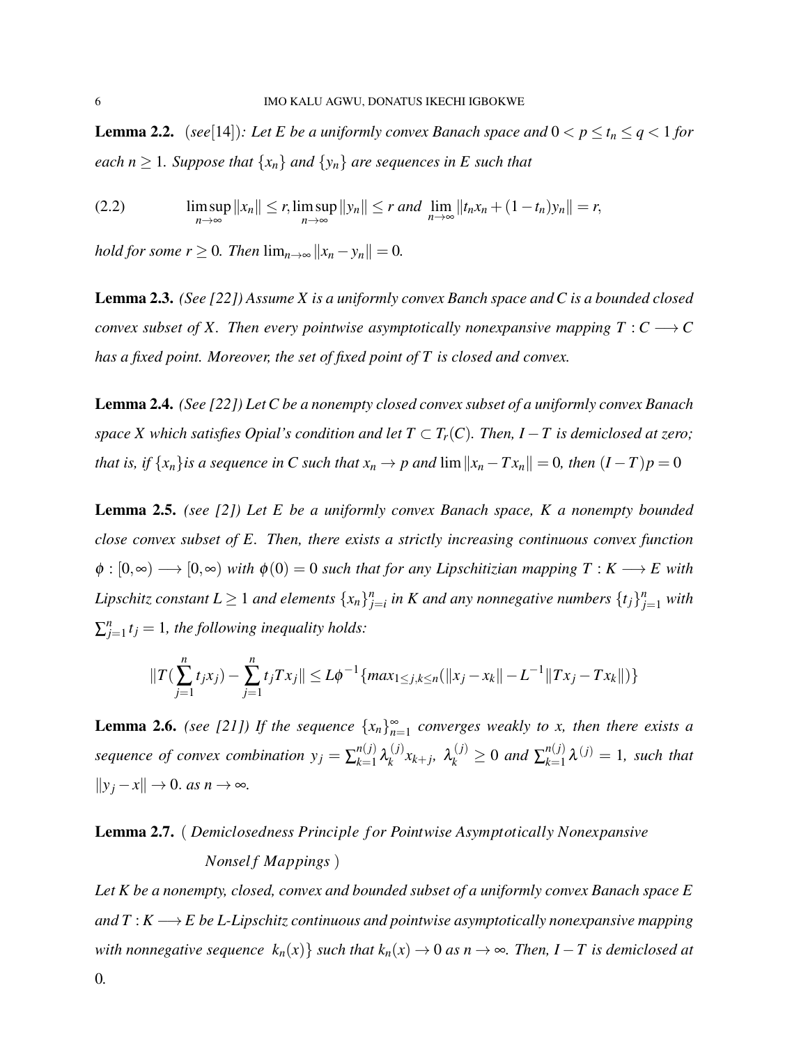**Lemma 2.2.** (*see*[14])*: Let $E$ be a uniformly convex Banach space and $0 < p \leq t_n \leq q < 1$ for each $n \geq 1$. Suppose that $\{x_n\}$ and $\{y_n\}$ are sequences in $E$ such that*

$$\limsup_{n\to\infty} \|x_n\| \leq r, \limsup_{n\to\infty} \|y_n\| \leq r \text{ and } \lim_{n\to\infty} \|t_n x_n + (1-t_n)y_n\| = r, \tag{2.2}$$

*hold for some $r \geq 0$. Then $\lim_{n\to\infty} \|x_n - y_n\| = 0$.*

**Lemma 2.3.** *(See [22]) Assume $X$ is a uniformly convex Banch space and $C$ is a bounded closed convex subset of $X$. Then every pointwise asymptotically nonexpansive mapping $T : C \longrightarrow C$ has a fixed point. Moreover, the set of fixed point of $T$ is closed and convex.*

**Lemma 2.4.** *(See [22]) Let $C$ be a nonempty closed convex subset of a uniformly convex Banach space $X$ which satisfies Opial's condition and let $T \subset T_r(C)$. Then, $I - T$ is demiclosed at zero; that is, if $\{x_n\}$is a sequence in $C$ such that $x_n \to p$ and $\lim \|x_n - Tx_n\| = 0$, then $(I-T)p = 0$*

**Lemma 2.5.** *(see [2]) Let $E$ be a uniformly convex Banach space, $K$ a nonempty bounded close convex subset of $E$. Then, there exists a strictly increasing continuous convex function $\phi : [0,\infty) \longrightarrow [0,\infty)$ with $\phi(0) = 0$ such that for any Lipschitizian mapping $T : K \longrightarrow E$ with Lipschitz constant $L \geq 1$ and elements $\{x_n\}_{j=i}^{n}$ in $K$ and any nonnegative numbers $\{t_j\}_{j=1}^{n}$ with $\sum_{j=1}^{n} t_j = 1$, the following inequality holds:*

$$\|T(\sum_{j=1}^{n} t_j x_j) - \sum_{j=1}^{n} t_j Tx_j\| \leq L\phi^{-1}\{max_{1\leq j,k\leq n}(\|x_j - x_k\| - L^{-1}\|Tx_j - Tx_k\|)\}$$

**Lemma 2.6.** *(see [21]) If the sequence $\{x_n\}_{n=1}^{\infty}$ converges weakly to $x$, then there exists a sequence of convex combination $y_j = \sum_{k=1}^{n(j)} \lambda_k^{(j)} x_{k+j}$, $\lambda_k^{(j)} \geq 0$ and $\sum_{k=1}^{n(j)} \lambda^{(j)} = 1$, such that $\|y_j - x\| \to 0$. as $n \to \infty$.*

**Lemma 2.7.** ( *Demiclosedness Principle for Pointwise Asymptotically Nonexpansive Nonself Mappings* )

*Let $K$ be a nonempty, closed, convex and bounded subset of a uniformly convex Banach space $E$ and $T : K \longrightarrow E$ be L-Lipschitz continuous and pointwise asymptotically nonexpansive mapping with nonnegative sequence $k_n(x)\}$ such that $k_n(x) \to 0$ as $n \to \infty$. Then, $I - T$ is demiclosed at 0.*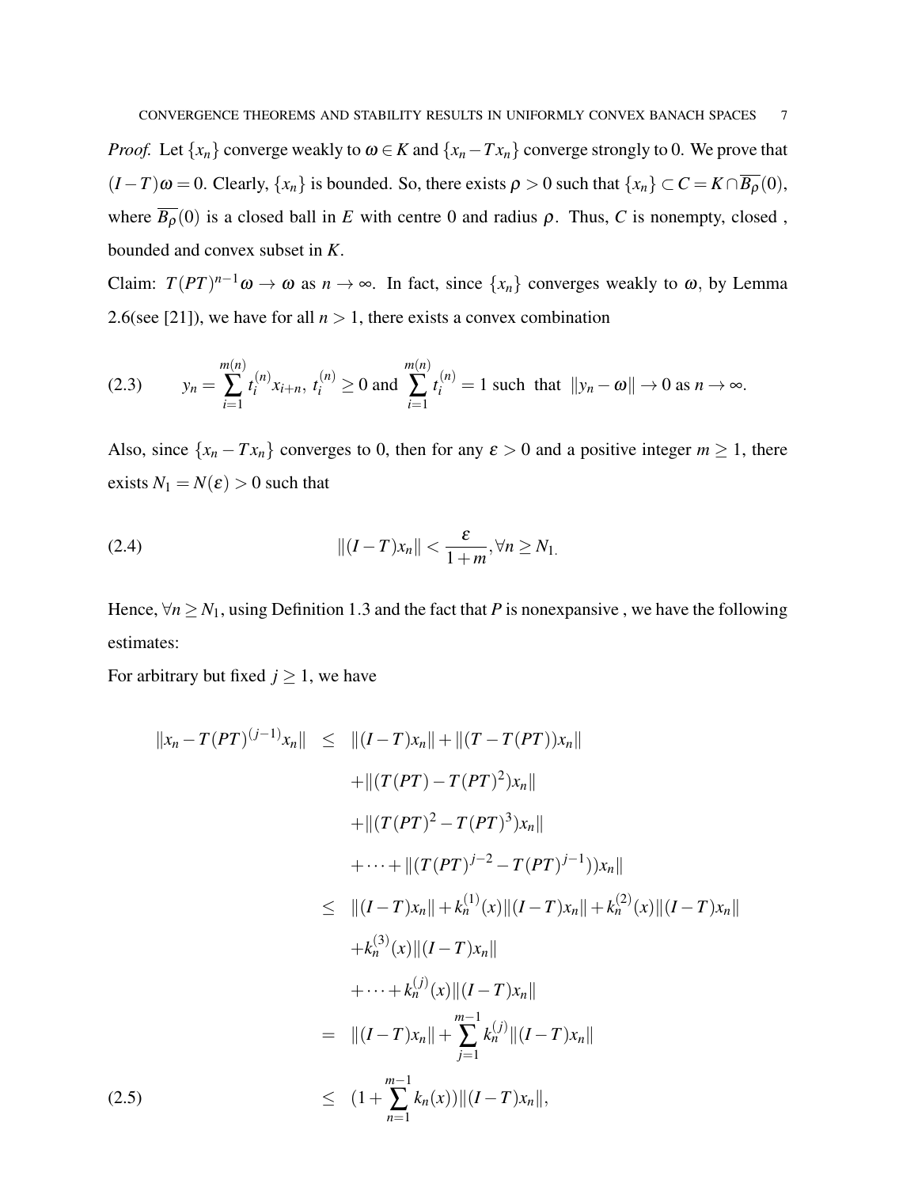*Proof.* Let $\{x_n\}$ converge weakly to $\omega \in K$ and $\{x_n - Tx_n\}$ converge strongly to 0. We prove that $(I-T)\omega = 0$. Clearly, $\{x_n\}$ is bounded. So, there exists $\rho > 0$ such that $\{x_n\} \subset C = K \cap \overline{B_\rho}(0)$, where $\overline{B_\rho}(0)$ is a closed ball in $E$ with centre 0 and radius $\rho$. Thus, $C$ is nonempty, closed , bounded and convex subset in $K$.

Claim: $T(PT)^{n-1}\omega \to \omega$ as $n \to \infty$. In fact, since $\{x_n\}$ converges weakly to $\omega$, by Lemma 2.6(see [21]), we have for all $n > 1$, there exists a convex combination

$$y_n = \sum_{i=1}^{m(n)} t_i^{(n)} x_{i+n},\ t_i^{(n)} \geq 0 \text{ and } \sum_{i=1}^{m(n)} t_i^{(n)} = 1 \text{ such that } \|y_n - \omega\| \to 0 \text{ as } n \to \infty. \tag{2.3}$$

Also, since $\{x_n - Tx_n\}$ converges to 0, then for any $\varepsilon > 0$ and a positive integer $m \geq 1$, there exists $N_1 = N(\varepsilon) > 0$ such that

$$\|(I-T)x_n\| < \frac{\varepsilon}{1+m}, \forall n \geq N_{1.} \tag{2.4}$$

Hence, $\forall n \geq N_1$, using Definition 1.3 and the fact that $P$ is nonexpansive , we have the following estimates:

For arbitrary but fixed $j \geq 1$, we have

$$\begin{aligned}
\|x_n - T(PT)^{(j-1)}x_n\| &\leq \|(I-T)x_n\| + \|(T - T(PT))x_n\| \\
&\quad + \|(T(PT) - T(PT)^2)x_n\| \\
&\quad + \|(T(PT)^2 - T(PT)^3)x_n\| \\
&\quad + \cdots + \|(T(PT)^{j-2} - T(PT)^{j-1}))x_n\| \\
&\leq \|(I-T)x_n\| + k_n^{(1)}(x)\|(I-T)x_n\| + k_n^{(2)}(x)\|(I-T)x_n\| \\
&\quad + k_n^{(3)}(x)\|(I-T)x_n\| \\
&\quad + \cdots + k_n^{(j)}(x)\|(I-T)x_n\| \\
&= \|(I-T)x_n\| + \sum_{j=1}^{m-1} k_n^{(j)}\|(I-T)x_n\| \\
&\leq (1 + \sum_{n=1}^{m-1} k_n(x))\|(I-T)x_n\|,
\end{aligned} \tag{2.5}$$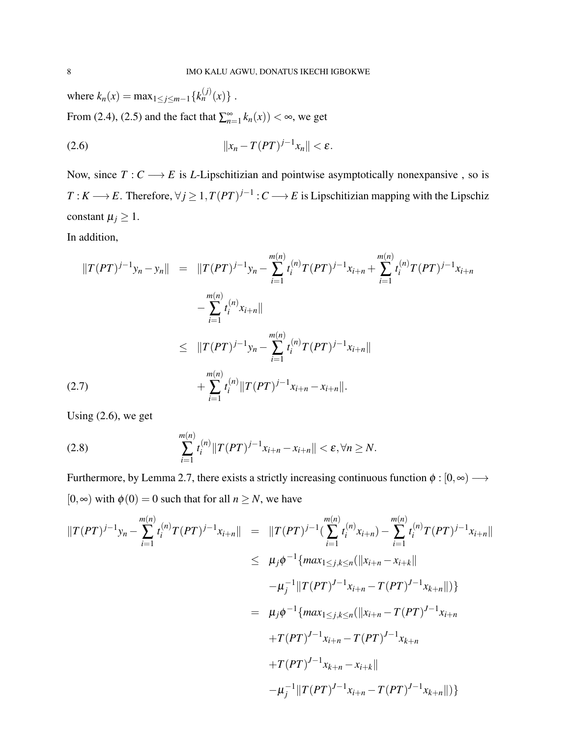where $k_n(x) = \max_{1\leq j\leq m-1}\{k_n^{(j)}(x)\}$ .

From (2.4), (2.5) and the fact that $\sum_{n=1}^{\infty} k_n(x)) < \infty$, we get

$$\|x_n - T(PT)^{j-1}x_n\| < \varepsilon. \tag{2.6}$$

Now, since $T : C \longrightarrow E$ is $L$-Lipschitizian and pointwise asymptotically nonexpansive , so is $T : K \longrightarrow E$. Therefore, $\forall j \geq 1, T(PT)^{j-1} : C \longrightarrow E$ is Lipschitizian mapping with the Lipschiz constant $\mu_j \geq 1$.

In addition,

$$\begin{aligned}
\|T(PT)^{j-1}y_n - y_n\| &= \|T(PT)^{j-1}y_n - \sum_{i=1}^{m(n)} t_i^{(n)} T(PT)^{j-1}x_{i+n} + \sum_{i=1}^{m(n)} t_i^{(n)} T(PT)^{j-1}x_{i+n} \\
&\quad - \sum_{i=1}^{m(n)} t_i^{(n)} x_{i+n}\| \\
&\leq \|T(PT)^{j-1}y_n - \sum_{i=1}^{m(n)} t_i^{(n)} T(PT)^{j-1}x_{i+n}\| \\
&\quad + \sum_{i=1}^{m(n)} t_i^{(n)} \|T(PT)^{j-1}x_{i+n} - x_{i+n}\|.
\end{aligned} \tag{2.7}$$

Using (2.6), we get

$$\sum_{i=1}^{m(n)} t_i^{(n)} \|T(PT)^{j-1}x_{i+n} - x_{i+n}\| < \varepsilon, \forall n \geq N. \tag{2.8}$$

Furthermore, by Lemma 2.7, there exists a strictly increasing continuous function $\phi : [0,\infty) \longrightarrow [0,\infty)$ with $\phi(0) = 0$ such that for all $n \geq N$, we have

$$\begin{aligned}
\|T(PT)^{j-1}y_n - \sum_{i=1}^{m(n)} t_i^{(n)} T(PT)^{j-1}x_{i+n}\| &= \|T(PT)^{j-1}(\sum_{i=1}^{m(n)} t_i^{(n)} x_{i+n}) - \sum_{i=1}^{m(n)} t_i^{(n)} T(PT)^{j-1}x_{i+n}\| \\
&\leq \mu_j \phi^{-1}\{max_{1\leq j,k\leq n}(\|x_{i+n} - x_{i+k}\| \\
&\quad - \mu_j^{-1}\|T(PT)^{J-1}x_{i+n} - T(PT)^{J-1}x_{k+n}\|)\} \\
&= \mu_j \phi^{-1}\{max_{1\leq j,k\leq n}(\|x_{i+n} - T(PT)^{J-1}x_{i+n} \\
&\quad + T(PT)^{J-1}x_{i+n} - T(PT)^{J-1}x_{k+n} \\
&\quad + T(PT)^{J-1}x_{k+n} - x_{i+k}\| \\
&\quad - \mu_j^{-1}\|T(PT)^{J-1}x_{i+n} - T(PT)^{J-1}x_{k+n}\|)\}
\end{aligned}$$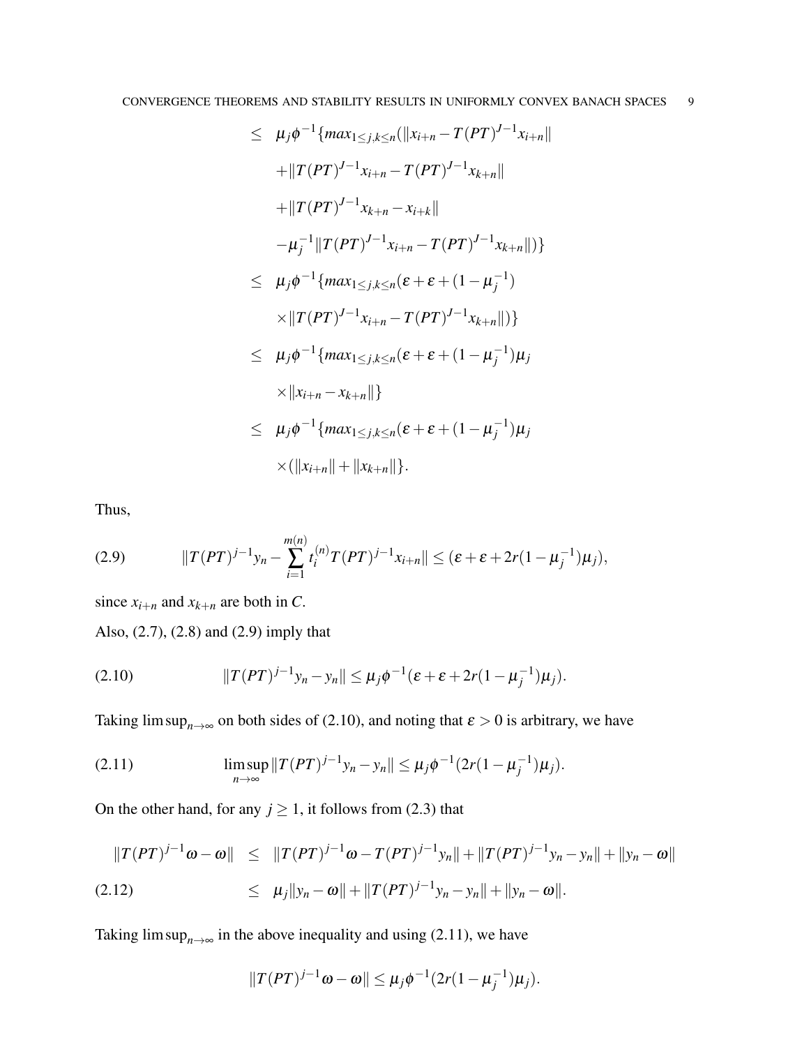$$
\begin{aligned}
&\leq \mu_j \phi^{-1}\{max_{1\leq j,k\leq n}(\|x_{i+n} - T(PT)^{J-1}x_{i+n}\| \\
&\quad + \|T(PT)^{J-1}x_{i+n} - T(PT)^{J-1}x_{k+n}\| \\
&\quad + \|T(PT)^{J-1}x_{k+n} - x_{i+k}\| \\
&\quad - \mu_j^{-1}\|T(PT)^{J-1}x_{i+n} - T(PT)^{J-1}x_{k+n}\|)\} \\
&\leq \mu_j \phi^{-1}\{max_{1\leq j,k\leq n}(\varepsilon + \varepsilon + (1-\mu_j^{-1}) \\
&\quad \times \|T(PT)^{J-1}x_{i+n} - T(PT)^{J-1}x_{k+n}\|)\} \\
&\leq \mu_j \phi^{-1}\{max_{1\leq j,k\leq n}(\varepsilon + \varepsilon + (1-\mu_j^{-1})\mu_j \\
&\quad \times \|x_{i+n} - x_{k+n}\|\} \\
&\leq \mu_j \phi^{-1}\{max_{1\leq j,k\leq n}(\varepsilon + \varepsilon + (1-\mu_j^{-1})\mu_j \\
&\quad \times (\|x_{i+n}\| + \|x_{k+n}\|\}.
\end{aligned}
$$

Thus,

$$
\|T(PT)^{j-1}y_n - \sum_{i=1}^{m(n)} t_i^{(n)} T(PT)^{j-1}x_{i+n}\| \leq (\varepsilon + \varepsilon + 2r(1-\mu_j^{-1})\mu_j), \tag{2.9}
$$

since $x_{i+n}$ and $x_{k+n}$ are both in $C$.

Also, (2.7), (2.8) and (2.9) imply that

$$
\|T(PT)^{j-1}y_n - y_n\| \leq \mu_j \phi^{-1}(\varepsilon + \varepsilon + 2r(1-\mu_j^{-1})\mu_j). \tag{2.10}
$$

Taking $\limsup_{n\to\infty}$ on both sides of (2.10), and noting that $\varepsilon > 0$ is arbitrary, we have

$$
\limsup_{n\to\infty} \|T(PT)^{j-1}y_n - y_n\| \leq \mu_j \phi^{-1}(2r(1-\mu_j^{-1})\mu_j). \tag{2.11}
$$

On the other hand, for any $j \geq 1$, it follows from (2.3) that

$$
\begin{aligned}
\|T(PT)^{j-1}\omega - \omega\| &\leq \|T(PT)^{j-1}\omega - T(PT)^{j-1}y_n\| + \|T(PT)^{j-1}y_n - y_n\| + \|y_n - \omega\| \\
&\leq \mu_j\|y_n - \omega\| + \|T(PT)^{j-1}y_n - y_n\| + \|y_n - \omega\|. \qquad (2.12)
\end{aligned}
$$

Taking $\limsup_{n\to\infty}$ in the above inequality and using (2.11), we have

$$
\|T(PT)^{j-1}\omega - \omega\| \leq \mu_j \phi^{-1}(2r(1-\mu_j^{-1})\mu_j).
$$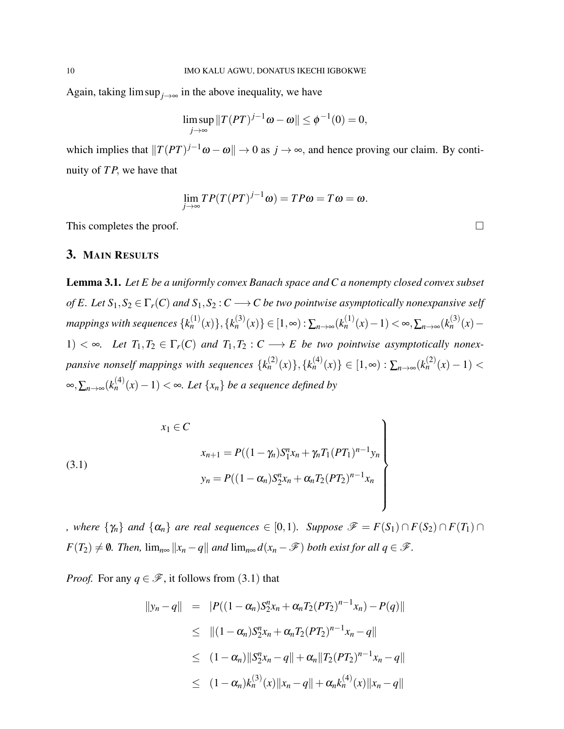Again, taking $\limsup_{j\to\infty}$ in the above inequality, we have

$$\limsup_{j\to\infty} \|T(PT)^{j-1}\omega - \omega\| \leq \phi^{-1}(0) = 0,$$

which implies that $\|T(PT)^{j-1}\omega - \omega\| \to 0$ as $j \to \infty$, and hence proving our claim. By continuity of $TP$, we have that

$$\lim_{j\to\infty} TP(T(PT)^{j-1}\omega) = TP\omega = T\omega = \omega.$$

This completes the proof. □

## 3. Main Results

**Lemma 3.1.** *Let $E$ be a uniformly convex Banach space and $C$ a nonempty closed convex subset of $E$. Let $S_1, S_2 \in \Gamma_r(C)$ and $S_1, S_2 : C \longrightarrow C$ be two pointwise asymptotically nonexpansive self mappings with sequences $\{k_n^{(1)}(x)\}, \{k_n^{(3)}(x)\} \in [1,\infty) : \sum_{n\to\infty}(k_n^{(1)}(x) - 1) < \infty, \sum_{n\to\infty}(k_n^{(3)}(x) - 1) < \infty$. Let $T_1, T_2 \in \Gamma_r(C)$ and $T_1, T_2 : C \longrightarrow E$ be two pointwise asymptotically nonexpansive nonself mappings with sequences $\{k_n^{(2)}(x)\}, \{k_n^{(4)}(x)\} \in [1,\infty) : \sum_{n\to\infty}(k_n^{(2)}(x) - 1) < \infty, \sum_{n\to\infty}(k_n^{(4)}(x) - 1) < \infty$. Let $\{x_n\}$ be a sequence defined by*

$$\left.\begin{aligned} & x_1 \in C \\ & \qquad x_{n+1} = P((1-\gamma_n)S_1^n x_n + \gamma_n T_1(PT_1)^{n-1} y_n \\ & \qquad y_n = P((1-\alpha_n)S_2^n x_n + \alpha_n T_2(PT_2)^{n-1} x_n \end{aligned}\right\} \tag{3.1}$$

*, where $\{\gamma_n\}$ and $\{\alpha_n\}$ are real sequences $\in [0,1)$. Suppose $\mathscr{F} = F(S_1) \cap F(S_2) \cap F(T_1) \cap F(T_2) \neq \emptyset$. Then, $\lim_{n\infty} \|x_n - q\|$ and $\lim_{n\infty} d(x_n - \mathscr{F})$ both exist for all $q \in \mathscr{F}$.*

*Proof.* For any $q \in \mathscr{F}$, it follows from (3.1) that

$$\begin{aligned} \|y_n - q\| &= |P((1-\alpha_n)S_2^n x_n + \alpha_n T_2(PT_2)^{n-1} x_n) - P(q)\| \\ &\leq \|(1-\alpha_n)S_2^n x_n + \alpha_n T_2(PT_2)^{n-1} x_n - q\| \\ &\leq (1-\alpha_n)\|S_2^n x_n - q\| + \alpha_n \|T_2(PT_2)^{n-1} x_n - q\| \\ &\leq (1-\alpha_n)k_n^{(3)}(x)\|x_n - q\| + \alpha_n k_n^{(4)}(x)\|x_n - q\| \end{aligned}$$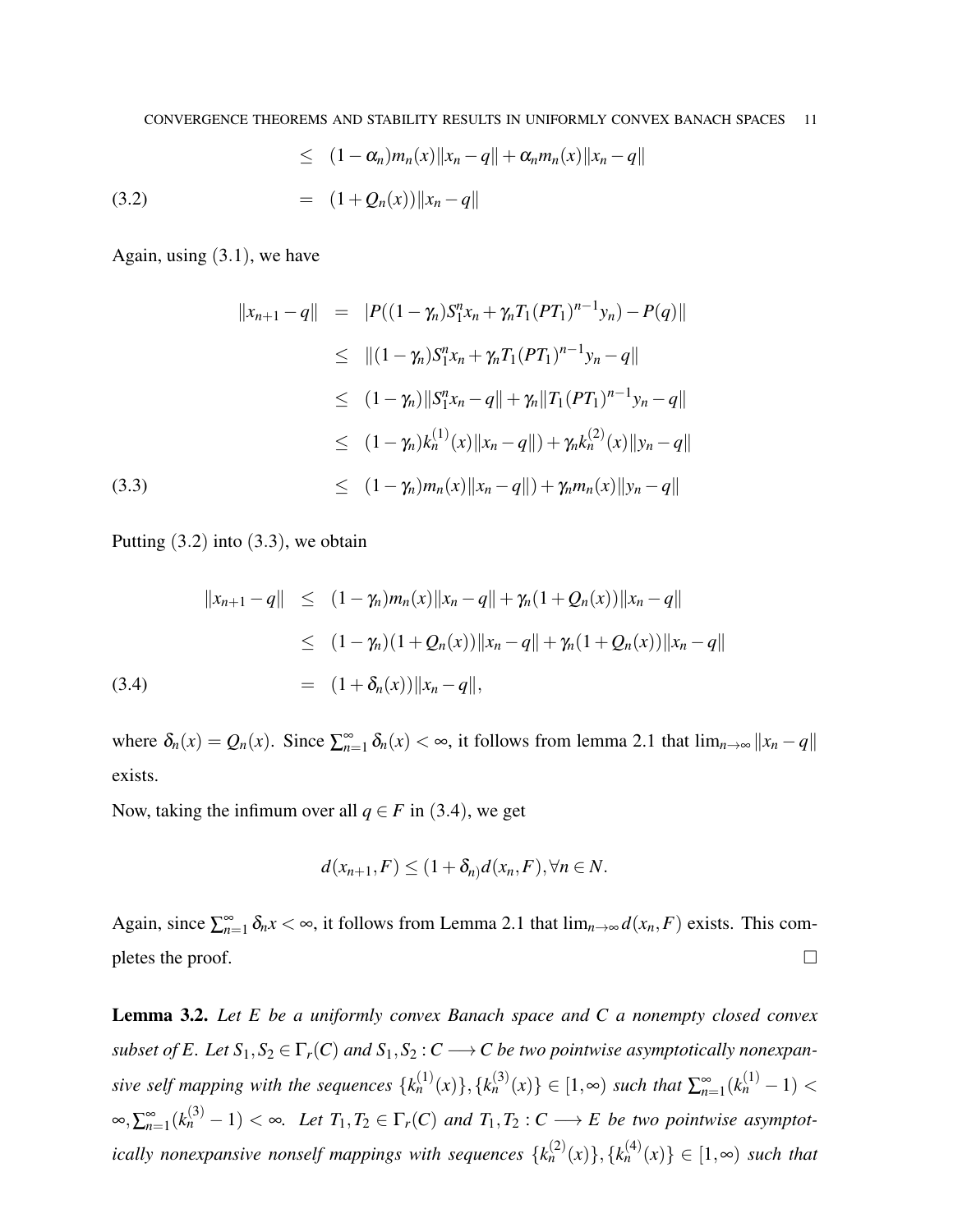$$
\begin{aligned}
&\leq (1-\alpha_n)m_n(x)\|x_n - q\| + \alpha_n m_n(x)\|x_n - q\| \\
&= (1+Q_n(x))\|x_n - q\| \qquad (3.2)
\end{aligned}
$$

Again, using (3.1), we have

$$
\begin{aligned}
\|x_{n+1} - q\| &= |P((1-\gamma_n)S_1^n x_n + \gamma_n T_1(PT_1)^{n-1}y_n) - P(q)\| \\
&\leq \|(1-\gamma_n)S_1^n x_n + \gamma_n T_1(PT_1)^{n-1}y_n - q\| \\
&\leq (1-\gamma_n)\|S_1^n x_n - q\| + \gamma_n\|T_1(PT_1)^{n-1}y_n - q\| \\
&\leq (1-\gamma_n)k_n^{(1)}(x)\|x_n - q\|) + \gamma_n k_n^{(2)}(x)\|y_n - q\| \\
&\leq (1-\gamma_n)m_n(x)\|x_n - q\|) + \gamma_n m_n(x)\|y_n - q\| \qquad (3.3)
\end{aligned}
$$

Putting (3.2) into (3.3), we obtain

$$
\begin{aligned}
\|x_{n+1} - q\| &\leq (1-\gamma_n)m_n(x)\|x_n - q\| + \gamma_n(1+Q_n(x))\|x_n - q\| \\
&\leq (1-\gamma_n)(1+Q_n(x))\|x_n - q\| + \gamma_n(1+Q_n(x))\|x_n - q\| \\
&= (1+\delta_n(x))\|x_n - q\|, \qquad (3.4)
\end{aligned}
$$

where $\delta_n(x) = Q_n(x)$. Since $\sum_{n=1}^{\infty}\delta_n(x) < \infty$, it follows from lemma 2.1 that $\lim_{n\to\infty}\|x_n - q\|$ exists.

Now, taking the infimum over all $q \in F$ in (3.4), we get

$$
d(x_{n+1}, F) \leq (1+\delta_{n)}d(x_n, F), \forall n \in N.
$$

Again, since $\sum_{n=1}^{\infty}\delta_n x < \infty$, it follows from Lemma 2.1 that $\lim_{n\to\infty} d(x_n, F)$ exists. This completes the proof. $\square$

**Lemma 3.2.** *Let $E$ be a uniformly convex Banach space and $C$ a nonempty closed convex subset of $E$. Let $S_1, S_2 \in \Gamma_r(C)$ and $S_1, S_2 : C \longrightarrow C$ be two pointwise asymptotically nonexpansive self mapping with the sequences $\{k_n^{(1)}(x)\}, \{k_n^{(3)}(x)\} \in [1,\infty)$ such that $\sum_{n=1}^{\infty}(k_n^{(1)} - 1) < \infty, \sum_{n=1}^{\infty}(k_n^{(3)} - 1) < \infty$. Let $T_1, T_2 \in \Gamma_r(C)$ and $T_1, T_2 : C \longrightarrow E$ be two pointwise asymptotically nonexpansive nonself mappings with sequences $\{k_n^{(2)}(x)\}, \{k_n^{(4)}(x)\} \in [1,\infty)$ such that*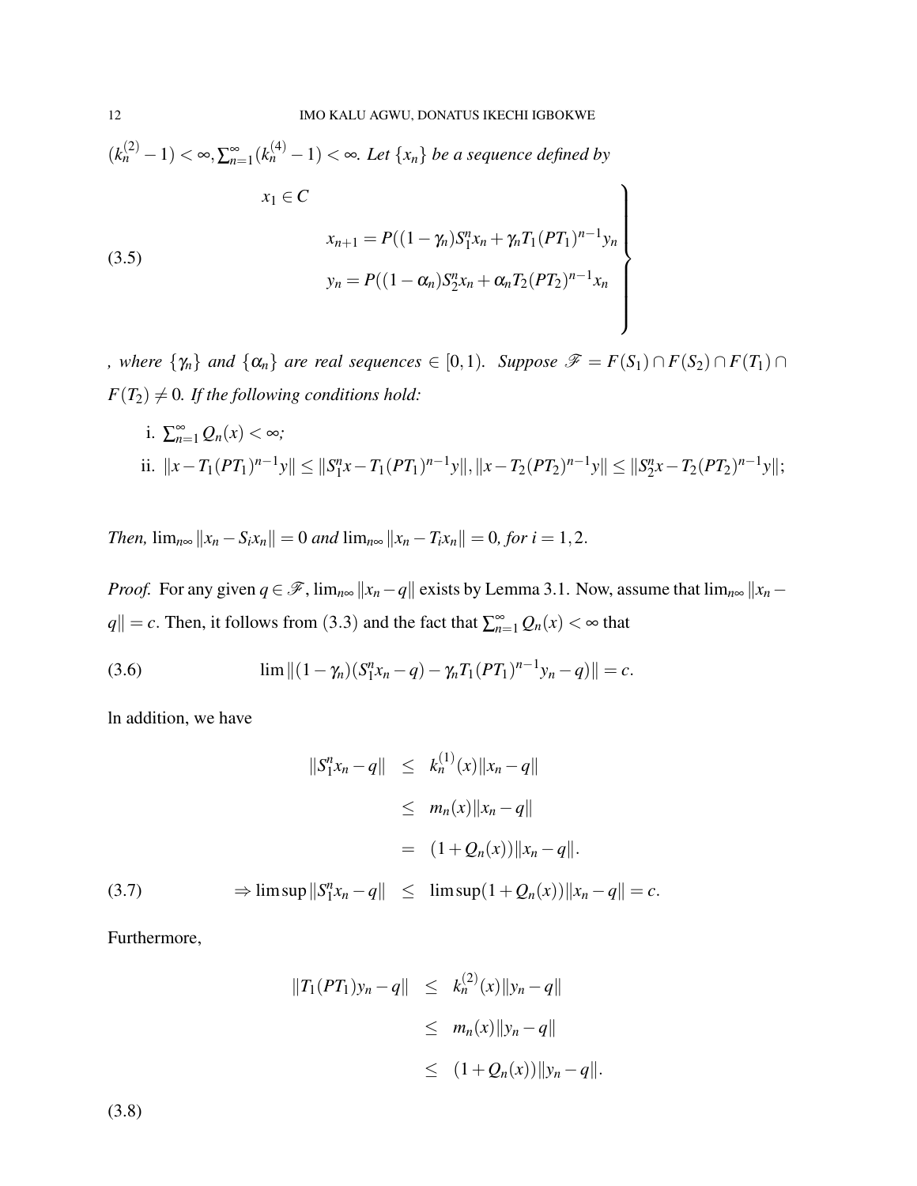$(k_n^{(2)} - 1) < \infty, \sum_{n=1}^{\infty}(k_n^{(4)} - 1) < \infty$. *Let $\{x_n\}$ be a sequence defined by*

$$
\left.\begin{array}{l}
x_1 \in C \\
\qquad x_{n+1} = P((1-\gamma_n)S_1^n x_n + \gamma_n T_1(PT_1)^{n-1} y_n \\
\qquad y_n = P((1-\alpha_n)S_2^n x_n + \alpha_n T_2(PT_2)^{n-1} x_n
\end{array}\right\} \tag{3.5}
$$

*, where $\{\gamma_n\}$ and $\{\alpha_n\}$ are real sequences $\in [0,1)$. Suppose $\mathscr{F} = F(S_1) \cap F(S_2) \cap F(T_1) \cap F(T_2) \neq 0$. If the following conditions hold:*

i. $\sum_{n=1}^{\infty} Q_n(x) < \infty$;

ii. $\|x - T_1(PT_1)^{n-1}y\| \leq \|S_1^n x - T_1(PT_1)^{n-1}y\|, \|x - T_2(PT_2)^{n-1}y\| \leq \|S_2^n x - T_2(PT_2)^{n-1}y\|$;

*Then,* $\lim_{n\infty}\|x_n - S_i x_n\| = 0$ *and* $\lim_{n\infty}\|x_n - T_i x_n\| = 0$*, for $i = 1,2$.*

*Proof.* For any given $q \in \mathscr{F}$, $\lim_{n\infty}\|x_n - q\|$ exists by Lemma 3.1. Now, assume that $\lim_{n\infty}\|x_n - q\| = c$. Then, it follows from (3.3) and the fact that $\sum_{n=1}^{\infty} Q_n(x) < \infty$ that

$$
\lim \|(1-\gamma_n)(S_1^n x_n - q) - \gamma_n T_1(PT_1)^{n-1} y_n - q)\| = c. \tag{3.6}
$$

ln addition, we have

$$
\begin{aligned}
\|S_1^n x_n - q\| &\leq k_n^{(1)}(x)\|x_n - q\| \\
&\leq m_n(x)\|x_n - q\| \\
&= (1 + Q_n(x))\|x_n - q\|. \\
\Rightarrow \limsup \|S_1^n x_n - q\| &\leq \limsup(1 + Q_n(x))\|x_n - q\| = c. \qquad (3.7)
\end{aligned}
$$

Furthermore,

$$
\begin{aligned}
\|T_1(PT_1)y_n - q\| &\leq k_n^{(2)}(x)\|y_n - q\| \\
&\leq m_n(x)\|y_n - q\| \\
&\leq (1 + Q_n(x))\|y_n - q\|.
\end{aligned}
$$

(3.8)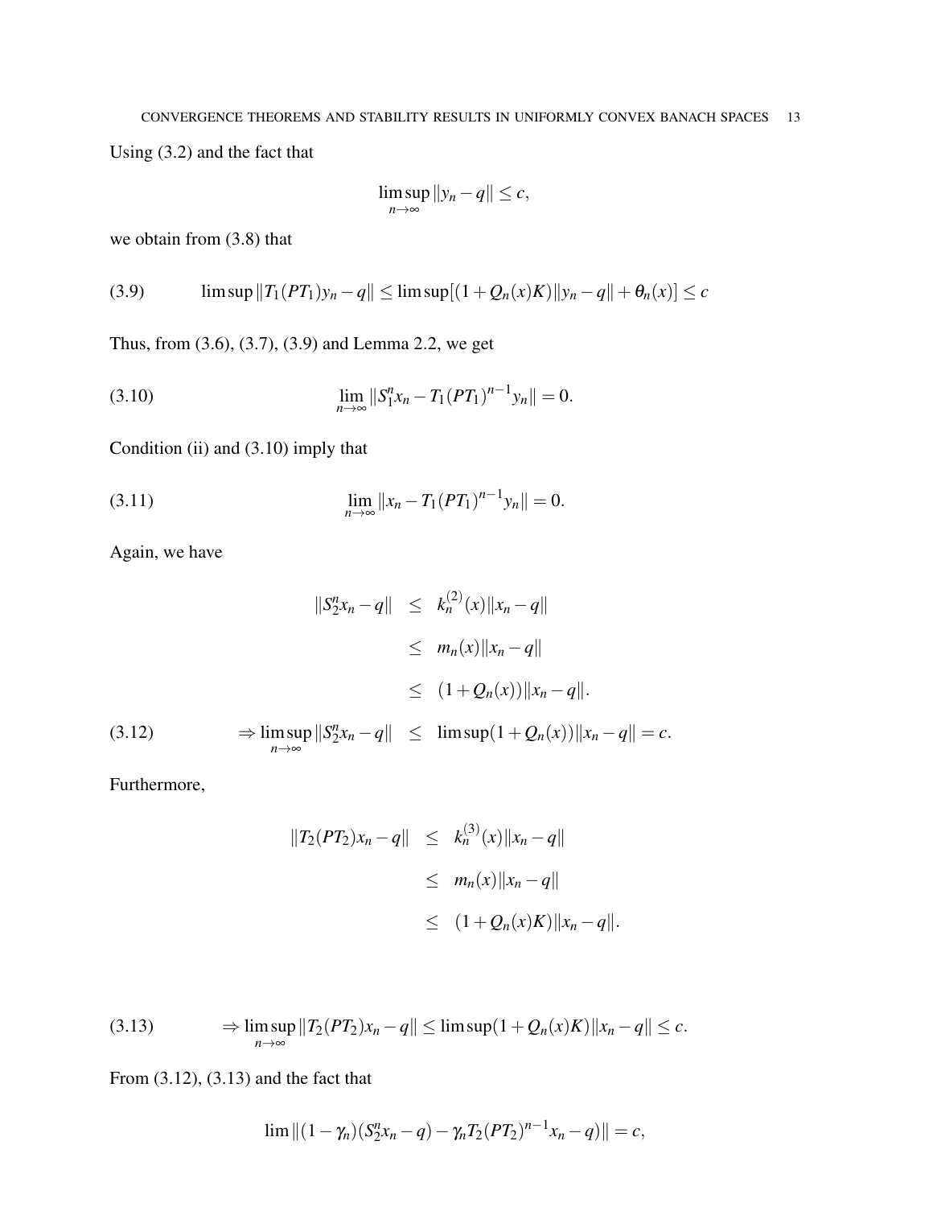Using (3.2) and the fact that

$$\limsup_{n\to\infty} \|y_n - q\| \le c,$$

we obtain from (3.8) that

$$\limsup \|T_1(PT_1)y_n - q\| \le \limsup[(1+Q_n(x)K)\|y_n - q\| + \theta_n(x)] \le c \tag{3.9}$$

Thus, from (3.6), (3.7), (3.9) and Lemma 2.2, we get

$$\lim_{n\to\infty} \|S_1^n x_n - T_1(PT_1)^{n-1}y_n\| = 0. \tag{3.10}$$

Condition (ii) and (3.10) imply that

$$\lim_{n\to\infty} \|x_n - T_1(PT_1)^{n-1}y_n\| = 0. \tag{3.11}$$

Again, we have

$$\begin{aligned}
\|S_2^n x_n - q\| &\le k_n^{(2)}(x)\|x_n - q\| \\
&\le m_n(x)\|x_n - q\| \\
&\le (1+Q_n(x))\|x_n - q\|. \\
\Rightarrow \limsup_{n\to\infty} \|S_2^n x_n - q\| &\le \limsup(1+Q_n(x))\|x_n - q\| = c. \qquad (3.12)
\end{aligned}$$

Furthermore,

$$\begin{aligned}
\|T_2(PT_2)x_n - q\| &\le k_n^{(3)}(x)\|x_n - q\| \\
&\le m_n(x)\|x_n - q\| \\
&\le (1+Q_n(x)K)\|x_n - q\|.
\end{aligned}$$

$$\Rightarrow \limsup_{n\to\infty} \|T_2(PT_2)x_n - q\| \le \limsup(1+Q_n(x)K)\|x_n - q\| \le c. \tag{3.13}$$

From (3.12), (3.13) and the fact that

$$\lim \|(1-\gamma_n)(S_2^n x_n - q) - \gamma_n T_2(PT_2)^{n-1}x_n - q)\| = c,$$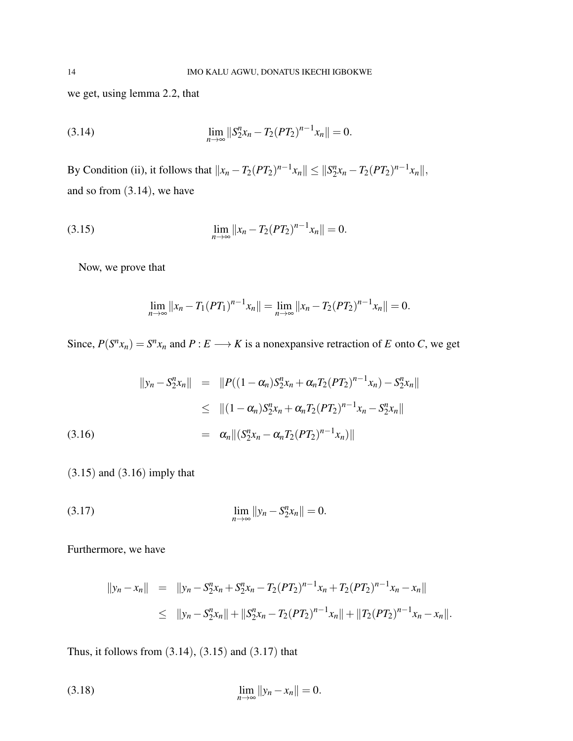we get, using lemma 2.2, that

$$\lim_{n\to\infty} \|S_2^n x_n - T_2(PT_2)^{n-1}x_n\| = 0. \tag{3.14}$$

By Condition (ii), it follows that $\|x_n - T_2(PT_2)^{n-1}x_n\| \leq \|S_2^n x_n - T_2(PT_2)^{n-1}x_n\|$, and so from (3.14), we have

$$\lim_{n\to\infty} \|x_n - T_2(PT_2)^{n-1}x_n\| = 0. \tag{3.15}$$

Now, we prove that

$$\lim_{n\to\infty} \|x_n - T_1(PT_1)^{n-1}x_n\| = \lim_{n\to\infty} \|x_n - T_2(PT_2)^{n-1}x_n\| = 0.$$

Since, $P(S^n x_n) = S^n x_n$ and $P : E \longrightarrow K$ is a nonexpansive retraction of $E$ onto $C$, we get

$$\begin{aligned}
\|y_n - S_2^n x_n\| &= \|P((1-\alpha_n)S_2^n x_n + \alpha_n T_2(PT_2)^{n-1}x_n) - S_2^n x_n\| \\
&\leq \|(1-\alpha_n)S_2^n x_n + \alpha_n T_2(PT_2)^{n-1}x_n - S_2^n x_n\| \\
&= \alpha_n \|(S_2^n x_n - \alpha_n T_2(PT_2)^{n-1}x_n)\|
\end{aligned} \tag{3.16}$$

(3.15) and (3.16) imply that

$$\lim_{n\to\infty} \|y_n - S_2^n x_n\| = 0. \tag{3.17}$$

Furthermore, we have

$$\begin{aligned}
\|y_n - x_n\| &= \|y_n - S_2^n x_n + S_2^n x_n - T_2(PT_2)^{n-1}x_n + T_2(PT_2)^{n-1}x_n - x_n\| \\
&\leq \|y_n - S_2^n x_n\| + \|S_2^n x_n - T_2(PT_2)^{n-1}x_n\| + \|T_2(PT_2)^{n-1}x_n - x_n\|.
\end{aligned}$$

Thus, it follows from (3.14), (3.15) and (3.17) that

$$\lim_{n\to\infty} \|y_n - x_n\| = 0. \tag{3.18}$$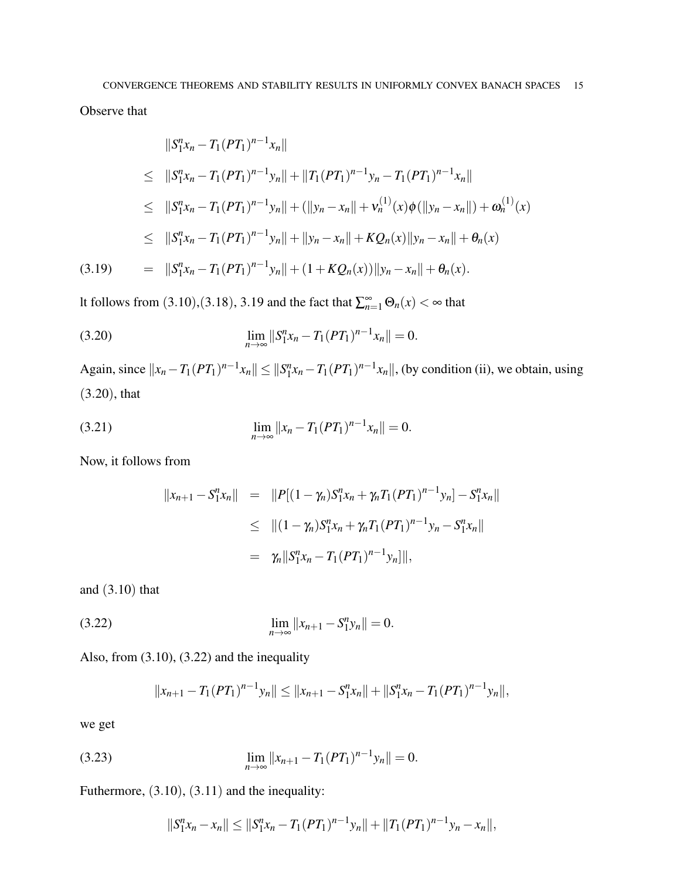Observe that

$$
\begin{aligned}
& \|S_1^n x_n - T_1(PT_1)^{n-1}x_n\| \\
\leq \;& \|S_1^n x_n - T_1(PT_1)^{n-1}y_n\| + \|T_1(PT_1)^{n-1}y_n - T_1(PT_1)^{n-1}x_n\| \\
\leq \;& \|S_1^n x_n - T_1(PT_1)^{n-1}y_n\| + (\|y_n - x_n\| + \nu_n^{(1)}(x)\phi(\|y_n - x_n\|) + \omega_n^{(1)}(x) \\
\leq \;& \|S_1^n x_n - T_1(PT_1)^{n-1}y_n\| + \|y_n - x_n\| + KQ_n(x)\|y_n - x_n\| + \theta_n(x) \\
= \;& \|S_1^n x_n - T_1(PT_1)^{n-1}y_n\| + (1 + KQ_n(x))\|y_n - x_n\| + \theta_n(x). \qquad (3.19)
\end{aligned}
$$

lt follows from (3.10),(3.18), 3.19 and the fact that $\sum_{n=1}^{\infty}\Theta_n(x) < \infty$ that

$$
\lim_{n\to\infty}\|S_1^n x_n - T_1(PT_1)^{n-1}x_n\| = 0. \qquad (3.20)
$$

Again, since $\|x_n - T_1(PT_1)^{n-1}x_n\| \leq \|S_1^n x_n - T_1(PT_1)^{n-1}x_n\|$, (by condition (ii), we obtain, using (3.20), that

$$
\lim_{n\to\infty}\|x_n - T_1(PT_1)^{n-1}x_n\| = 0. \qquad (3.21)
$$

Now, it follows from

$$
\begin{aligned}
\|x_{n+1} - S_1^n x_n\| &= \|P[(1-\gamma_n)S_1^n x_n + \gamma_n T_1(PT_1)^{n-1}y_n] - S_1^n x_n\| \\
&\leq \|(1-\gamma_n)S_1^n x_n + \gamma_n T_1(PT_1)^{n-1}y_n - S_1^n x_n\| \\
&= \gamma_n\|S_1^n x_n - T_1(PT_1)^{n-1}y_n]\|,
\end{aligned}
$$

and (3.10) that

$$
\lim_{n\to\infty}\|x_{n+1} - S_1^n y_n\| = 0. \qquad (3.22)
$$

Also, from (3.10), (3.22) and the inequality

$$
\|x_{n+1} - T_1(PT_1)^{n-1}y_n\| \leq \|x_{n+1} - S_1^n x_n\| + \|S_1^n x_n - T_1(PT_1)^{n-1}y_n\|,
$$

we get

$$
\lim_{n\to\infty}\|x_{n+1} - T_1(PT_1)^{n-1}y_n\| = 0. \qquad (3.23)
$$

Futhermore, (3.10), (3.11) and the inequality:

$$
\|S_1^n x_n - x_n\| \leq \|S_1^n x_n - T_1(PT_1)^{n-1}y_n\| + \|T_1(PT_1)^{n-1}y_n - x_n\|,
$$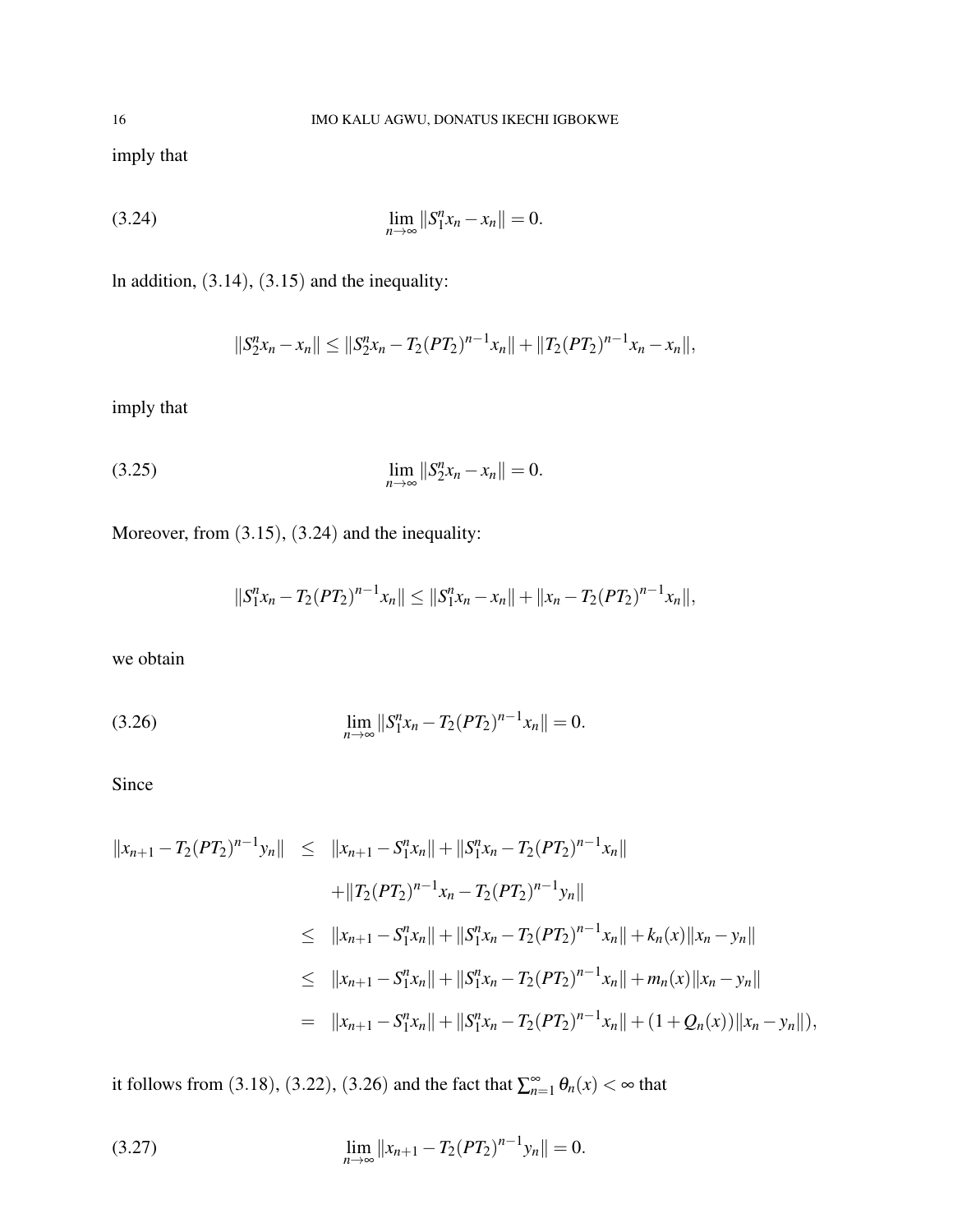imply that

$$\lim_{n\to\infty} \|S_1^n x_n - x_n\| = 0. \tag{3.24}$$

ln addition, (3.14), (3.15) and the inequality:

$$\|S_2^n x_n - x_n\| \leq \|S_2^n x_n - T_2(PT_2)^{n-1}x_n\| + \|T_2(PT_2)^{n-1}x_n - x_n\|,$$

imply that

$$\lim_{n\to\infty} \|S_2^n x_n - x_n\| = 0. \tag{3.25}$$

Moreover, from (3.15), (3.24) and the inequality:

$$\|S_1^n x_n - T_2(PT_2)^{n-1}x_n\| \leq \|S_1^n x_n - x_n\| + \|x_n - T_2(PT_2)^{n-1}x_n\|,$$

we obtain

$$\lim_{n\to\infty} \|S_1^n x_n - T_2(PT_2)^{n-1}x_n\| = 0. \tag{3.26}$$

Since

$$\begin{aligned}
\|x_{n+1} - T_2(PT_2)^{n-1}y_n\| &\leq \|x_{n+1} - S_1^n x_n\| + \|S_1^n x_n - T_2(PT_2)^{n-1}x_n\| \\
&\quad + \|T_2(PT_2)^{n-1}x_n - T_2(PT_2)^{n-1}y_n\| \\
&\leq \|x_{n+1} - S_1^n x_n\| + \|S_1^n x_n - T_2(PT_2)^{n-1}x_n\| + k_n(x)\|x_n - y_n\| \\
&\leq \|x_{n+1} - S_1^n x_n\| + \|S_1^n x_n - T_2(PT_2)^{n-1}x_n\| + m_n(x)\|x_n - y_n\| \\
&= \|x_{n+1} - S_1^n x_n\| + \|S_1^n x_n - T_2(PT_2)^{n-1}x_n\| + (1 + Q_n(x))\|x_n - y_n\|),
\end{aligned}$$

it follows from (3.18), (3.22), (3.26) and the fact that $\sum_{n=1}^{\infty} \theta_n(x) < \infty$ that

$$\lim_{n\to\infty} \|x_{n+1} - T_2(PT_2)^{n-1}y_n\| = 0. \tag{3.27}$$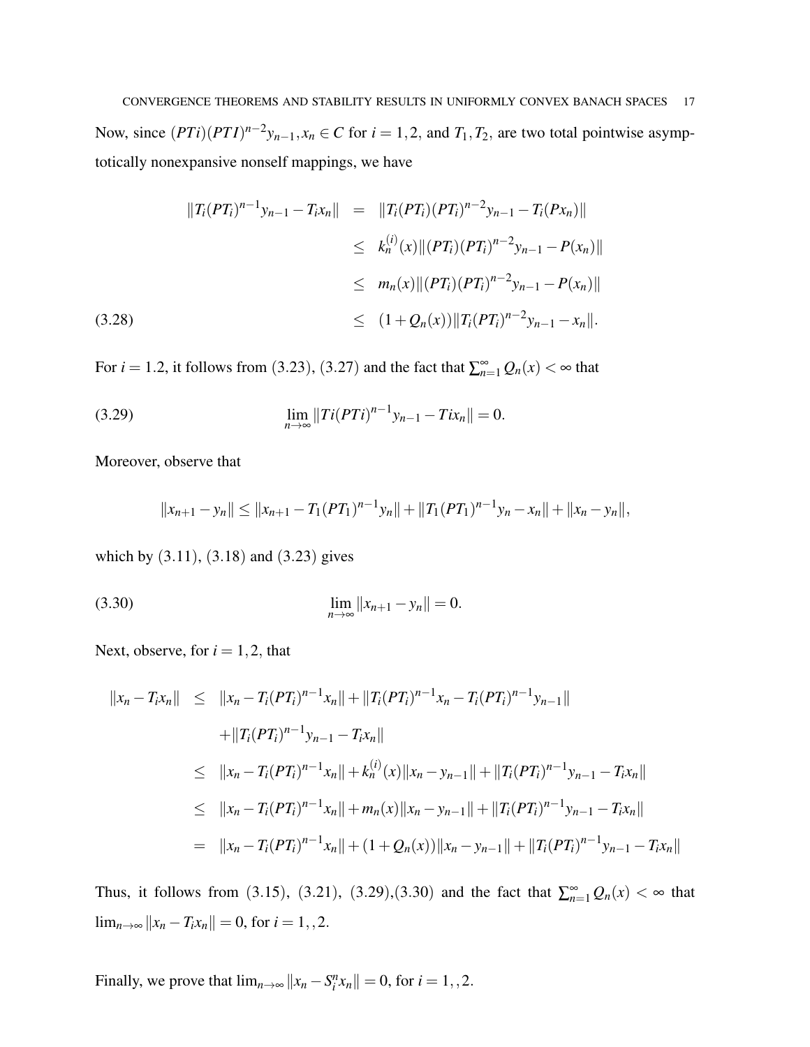Now, since $(PTi)(PTI)^{n-2}y_{n-1}, x_n \in C$ for $i = 1,2$, and $T_1, T_2$, are two total pointwise asymptotically nonexpansive nonself mappings, we have

$$
\begin{aligned}
\|T_i(PT_i)^{n-1}y_{n-1} - T_ix_n\| &= \|T_i(PT_i)(PT_i)^{n-2}y_{n-1} - T_i(Px_n)\| \\
&\leq k_n^{(i)}(x)\|(PT_i)(PT_i)^{n-2}y_{n-1} - P(x_n)\| \\
&\leq m_n(x)\|(PT_i)(PT_i)^{n-2}y_{n-1} - P(x_n)\| \\
&\leq (1+Q_n(x))\|T_i(PT_i)^{n-2}y_{n-1} - x_n\|. \qquad (3.28)
\end{aligned}
$$

For $i = 1.2$, it follows from (3.23), (3.27) and the fact that $\sum_{n=1}^{\infty} Q_n(x) < \infty$ that

$$\lim_{n\to\infty} \|Ti(PTi)^{n-1}y_{n-1} - Tix_n\| = 0. \qquad (3.29)$$

Moreover, observe that

$$\|x_{n+1} - y_n\| \leq \|x_{n+1} - T_1(PT_1)^{n-1}y_n\| + \|T_1(PT_1)^{n-1}y_n - x_n\| + \|x_n - y_n\|,$$

which by (3.11), (3.18) and (3.23) gives

$$\lim_{n\to\infty} \|x_{n+1} - y_n\| = 0. \qquad (3.30)$$

Next, observe, for $i = 1,2$, that

$$
\begin{aligned}
\|x_n - T_ix_n\| &\leq \|x_n - T_i(PT_i)^{n-1}x_n\| + \|T_i(PT_i)^{n-1}x_n - T_i(PT_i)^{n-1}y_{n-1}\| \\
&\quad + \|T_i(PT_i)^{n-1}y_{n-1} - T_ix_n\| \\
&\leq \|x_n - T_i(PT_i)^{n-1}x_n\| + k_n^{(i)}(x)\|x_n - y_{n-1}\| + \|T_i(PT_i)^{n-1}y_{n-1} - T_ix_n\| \\
&\leq \|x_n - T_i(PT_i)^{n-1}x_n\| + m_n(x)\|x_n - y_{n-1}\| + \|T_i(PT_i)^{n-1}y_{n-1} - T_ix_n\| \\
&= \|x_n - T_i(PT_i)^{n-1}x_n\| + (1+Q_n(x))\|x_n - y_{n-1}\| + \|T_i(PT_i)^{n-1}y_{n-1} - T_ix_n\|
\end{aligned}
$$

Thus, it follows from (3.15), (3.21), (3.29),(3.30) and the fact that $\sum_{n=1}^{\infty} Q_n(x) < \infty$ that $\lim_{n\to\infty} \|x_n - T_ix_n\| = 0$, for $i = 1,,2$.

Finally, we prove that $\lim_{n\to\infty} \|x_n - S_i^n x_n\| = 0$, for $i = 1,,2$.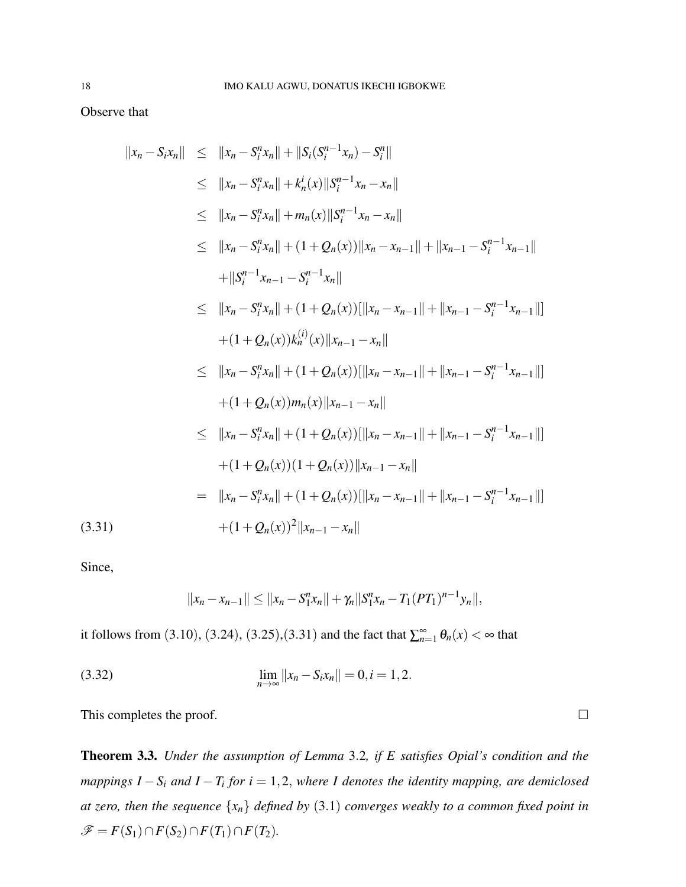Observe that

$$
\begin{aligned}
\|x_n - S_i x_n\| &\leq \|x_n - S_i^n x_n\| + \|S_i(S_i^{n-1}x_n) - S_i^n\| \\
&\leq \|x_n - S_i^n x_n\| + k_n^i(x)\|S_i^{n-1}x_n - x_n\| \\
&\leq \|x_n - S_i^n x_n\| + m_n(x)\|S_i^{n-1}x_n - x_n\| \\
&\leq \|x_n - S_i^n x_n\| + (1+Q_n(x))\|x_n - x_{n-1}\| + \|x_{n-1} - S_i^{n-1}x_{n-1}\| \\
&\quad + \|S_i^{n-1}x_{n-1} - S_i^{n-1}x_n\| \\
&\leq \|x_n - S_i^n x_n\| + (1+Q_n(x))[\|x_n - x_{n-1}\| + \|x_{n-1} - S_i^{n-1}x_{n-1}\|] \\
&\quad + (1+Q_n(x))k_n^{(i)}(x)\|x_{n-1} - x_n\| \\
&\leq \|x_n - S_i^n x_n\| + (1+Q_n(x))[\|x_n - x_{n-1}\| + \|x_{n-1} - S_i^{n-1}x_{n-1}\|] \\
&\quad + (1+Q_n(x))m_n(x)\|x_{n-1} - x_n\| \\
&\leq \|x_n - S_i^n x_n\| + (1+Q_n(x))[\|x_n - x_{n-1}\| + \|x_{n-1} - S_i^{n-1}x_{n-1}\|] \\
&\quad + (1+Q_n(x))(1+Q_n(x))\|x_{n-1} - x_n\| \\
&= \|x_n - S_i^n x_n\| + (1+Q_n(x))[\|x_n - x_{n-1}\| + \|x_{n-1} - S_i^{n-1}x_{n-1}\|] \\
&\quad + (1+Q_n(x))^2\|x_{n-1} - x_n\| \qquad (3.31)
\end{aligned}
$$

Since,

$$\|x_n - x_{n-1}\| \leq \|x_n - S_1^n x_n\| + \gamma_n \|S_1^n x_n - T_1(PT_1)^{n-1}y_n\|,$$

it follows from (3.10), (3.24), (3.25),(3.31) and the fact that $\sum_{n=1}^{\infty} \theta_n(x) < \infty$ that

$$\lim_{n\to\infty} \|x_n - S_i x_n\| = 0, i = 1, 2. \qquad (3.32)$$

This completes the proof. □

**Theorem 3.3.** *Under the assumption of Lemma* 3.2*, if E satisfies Opial's condition and the mappings $I - S_i$ and $I - T_i$ for $i = 1, 2$, where $I$ denotes the identity mapping, are demiclosed at zero, then the sequence $\{x_n\}$ defined by* (3.1) *converges weakly to a common fixed point in* $\mathscr{F} = F(S_1) \cap F(S_2) \cap F(T_1) \cap F(T_2)$.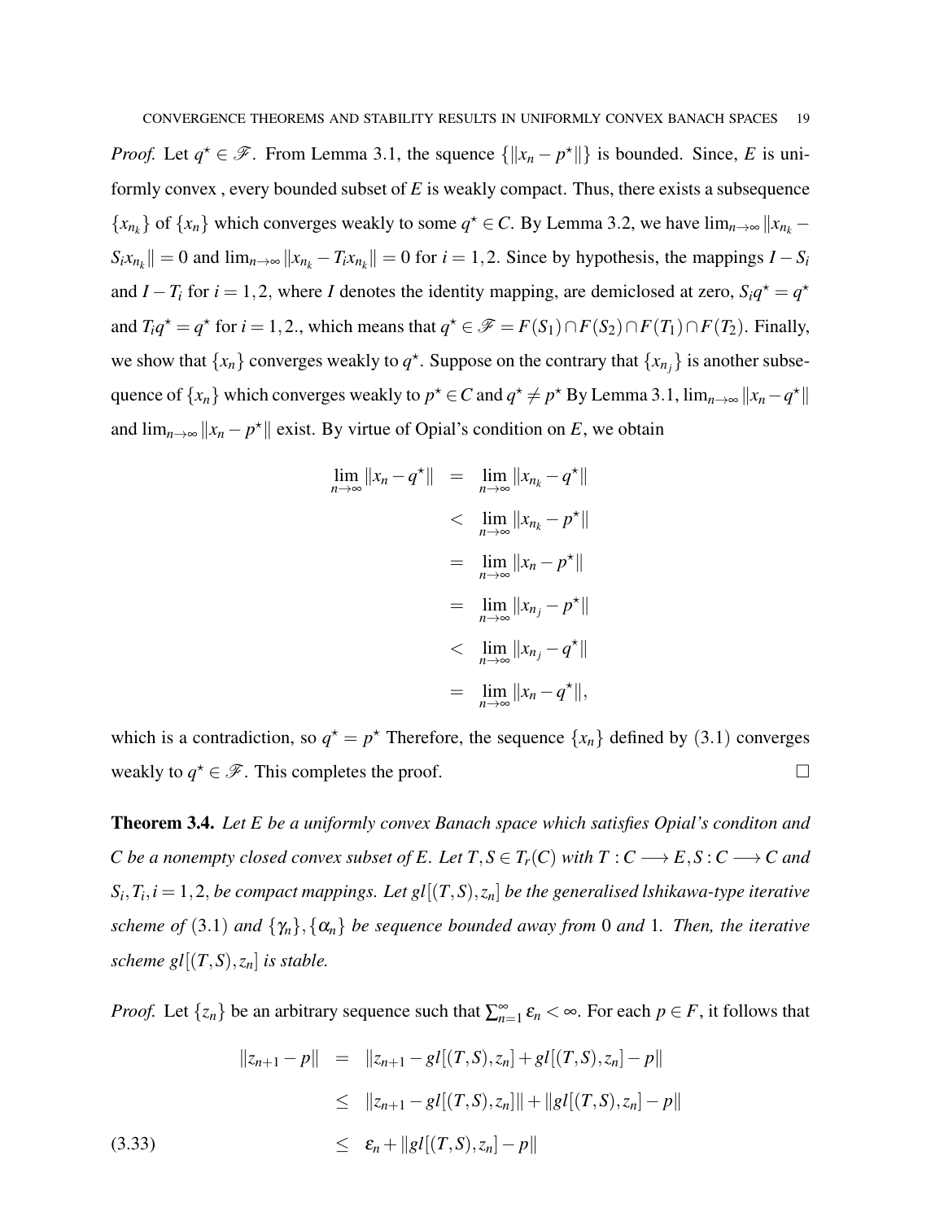*Proof.* Let $q^\star \in \mathscr{F}$. From Lemma 3.1, the squence $\{\|x_n - p^\star\|\}$ is bounded. Since, $E$ is uniformly convex , every bounded subset of $E$ is weakly compact. Thus, there exists a subsequence $\{x_{n_k}\}$ of $\{x_n\}$ which converges weakly to some $q^\star \in C$. By Lemma 3.2, we have $\lim_{n\to\infty} \|x_{n_k} - S_i x_{n_k}\| = 0$ and $\lim_{n\to\infty} \|x_{n_k} - T_i x_{n_k}\| = 0$ for $i = 1,2$. Since by hypothesis, the mappings $I - S_i$ and $I - T_i$ for $i = 1,2$, where $I$ denotes the identity mapping, are demiclosed at zero, $S_i q^\star = q^\star$ and $T_i q^\star = q^\star$ for $i = 1,2.$, which means that $q^\star \in \mathscr{F} = F(S_1) \cap F(S_2) \cap F(T_1) \cap F(T_2)$. Finally, we show that $\{x_n\}$ converges weakly to $q^\star$. Suppose on the contrary that $\{x_{n_j}\}$ is another subsequence of $\{x_n\}$ which converges weakly to $p^\star \in C$ and $q^\star \neq p^\star$ By Lemma 3.1, $\lim_{n\to\infty} \|x_n - q^\star\|$ and $\lim_{n\to\infty} \|x_n - p^\star\|$ exist. By virtue of Opial's condition on $E$, we obtain

$$
\begin{aligned}
\lim_{n\to\infty} \|x_n - q^\star\| &= \lim_{n\to\infty} \|x_{n_k} - q^\star\| \\
&< \lim_{n\to\infty} \|x_{n_k} - p^\star\| \\
&= \lim_{n\to\infty} \|x_n - p^\star\| \\
&= \lim_{n\to\infty} \|x_{n_j} - p^\star\| \\
&< \lim_{n\to\infty} \|x_{n_j} - q^\star\| \\
&= \lim_{n\to\infty} \|x_n - q^\star\|,
\end{aligned}
$$

which is a contradiction, so $q^\star = p^\star$ Therefore, the sequence $\{x_n\}$ defined by $(3.1)$ converges weakly to $q^\star \in \mathscr{F}$. This completes the proof. □

**Theorem 3.4.** *Let $E$ be a uniformly convex Banach space which satisfies Opial's conditon and $C$ be a nonempty closed convex subset of $E$. Let $T, S \in T_r(C)$ with $T : C \longrightarrow E, S : C \longrightarrow C$ and $S_i, T_i, i = 1,2,$ be compact mappings. Let $gl[(T,S),z_n]$ be the generalised lshikawa-type iterative scheme of $(3.1)$ and $\{\gamma_n\}, \{\alpha_n\}$ be sequence bounded away from $0$ and $1$. Then, the iterative scheme $gl[(T,S),z_n]$ is stable.*

*Proof.* Let $\{z_n\}$ be an arbitrary sequence such that $\sum_{n=1}^{\infty} \varepsilon_n < \infty$. For each $p \in F$, it follows that

$$
\begin{aligned}
\|z_{n+1} - p\| &= \|z_{n+1} - gl[(T,S),z_n] + gl[(T,S),z_n] - p\| \\
&\leq \|z_{n+1} - gl[(T,S),z_n]\| + \|gl[(T,S),z_n] - p\| \\
&\leq \varepsilon_n + \|gl[(T,S),z_n] - p\| \qquad (3.33)
\end{aligned}
$$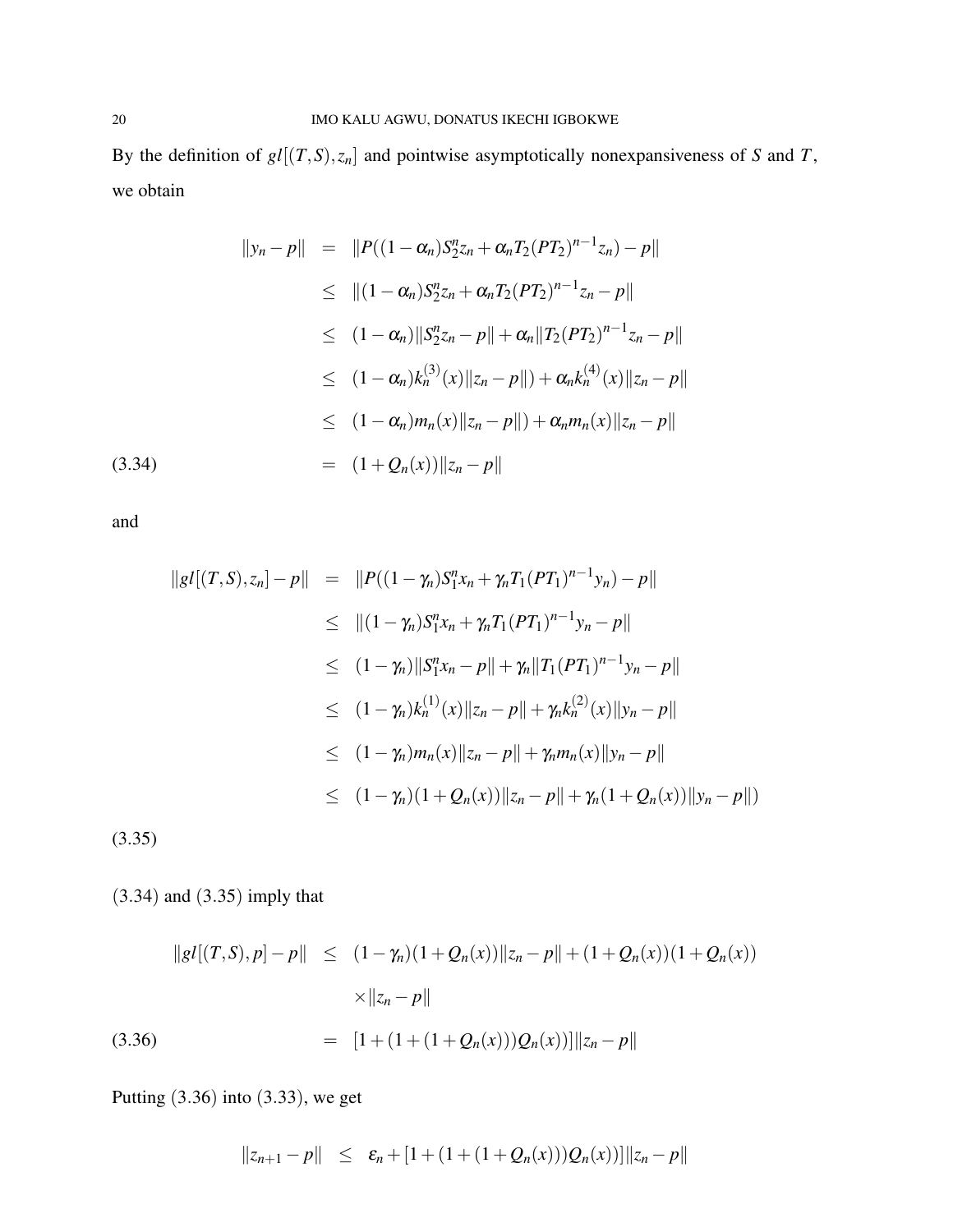By the definition of $gl[(T,S),z_n]$ and pointwise asymptotically nonexpansiveness of $S$ and $T$, we obtain

$$
\begin{aligned}
\|y_n - p\| &= \|P((1-\alpha_n)S_2^n z_n + \alpha_n T_2(PT_2)^{n-1}z_n) - p\| \\
&\leq \|(1-\alpha_n)S_2^n z_n + \alpha_n T_2(PT_2)^{n-1}z_n - p\| \\
&\leq (1-\alpha_n)\|S_2^n z_n - p\| + \alpha_n\|T_2(PT_2)^{n-1}z_n - p\| \\
&\leq (1-\alpha_n)k_n^{(3)}(x)\|z_n - p\|) + \alpha_n k_n^{(4)}(x)\|z_n - p\| \\
&\leq (1-\alpha_n)m_n(x)\|z_n - p\|) + \alpha_n m_n(x)\|z_n - p\| \\
&= (1+Q_n(x))\|z_n - p\| \qquad (3.34)
\end{aligned}
$$

and

$$
\begin{aligned}
\|gl[(T,S),z_n] - p\| &= \|P((1-\gamma_n)S_1^n x_n + \gamma_n T_1(PT_1)^{n-1}y_n) - p\| \\
&\leq \|(1-\gamma_n)S_1^n x_n + \gamma_n T_1(PT_1)^{n-1}y_n - p\| \\
&\leq (1-\gamma_n)\|S_1^n x_n - p\| + \gamma_n\|T_1(PT_1)^{n-1}y_n - p\| \\
&\leq (1-\gamma_n)k_n^{(1)}(x)\|z_n - p\| + \gamma_n k_n^{(2)}(x)\|y_n - p\| \\
&\leq (1-\gamma_n)m_n(x)\|z_n - p\| + \gamma_n m_n(x)\|y_n - p\| \\
&\leq (1-\gamma_n)(1+Q_n(x))\|z_n - p\| + \gamma_n(1+Q_n(x))\|y_n - p\|)
\end{aligned}
$$

(3.35)

(3.34) and (3.35) imply that

$$
\begin{aligned}
\|gl[(T,S),p] - p\| &\leq (1-\gamma_n)(1+Q_n(x))\|z_n - p\| + (1+Q_n(x))(1+Q_n(x)) \\
&\quad \times\|z_n - p\| \\
&= [1+(1+(1+Q_n(x)))Q_n(x))]\|z_n - p\| \qquad (3.36)
\end{aligned}
$$

Putting (3.36) into (3.33), we get

$$
\|z_{n+1} - p\| \leq \varepsilon_n + [1+(1+(1+Q_n(x)))Q_n(x))]\|z_n - p\|
$$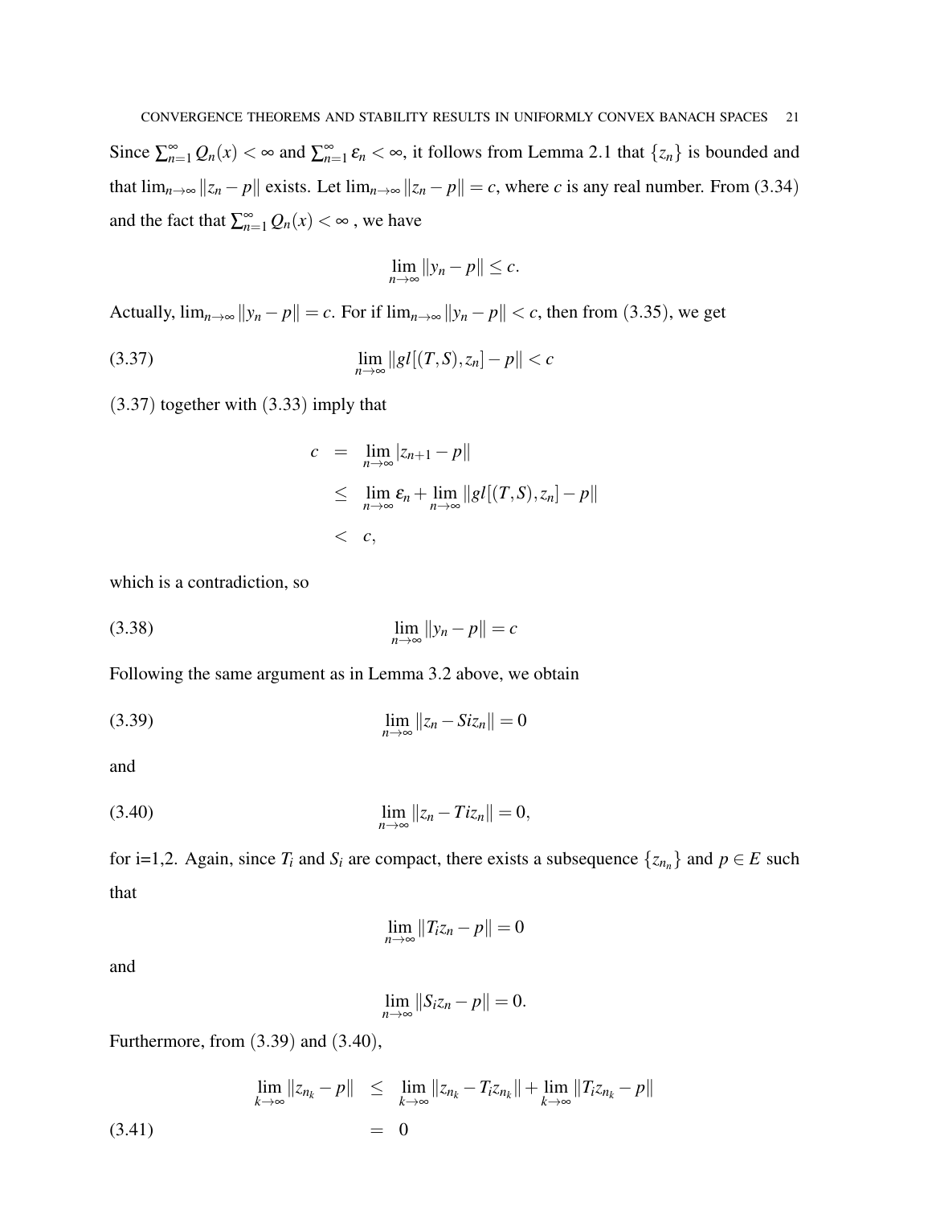Since $\sum_{n=1}^{\infty} Q_n(x) < \infty$ and $\sum_{n=1}^{\infty} \varepsilon_n < \infty$, it follows from Lemma 2.1 that $\{z_n\}$ is bounded and that $\lim_{n\to\infty} \|z_n - p\|$ exists. Let $\lim_{n\to\infty} \|z_n - p\| = c$, where $c$ is any real number. From (3.34) and the fact that $\sum_{n=1}^{\infty} Q_n(x) < \infty$ , we have

$$\lim_{n\to\infty} \|y_n - p\| \leq c.$$

Actually, $\lim_{n\to\infty} \|y_n - p\| = c$. For if $\lim_{n\to\infty} \|y_n - p\| < c$, then from (3.35), we get

$$\lim_{n\to\infty} \|gl[(T,S), z_n] - p\| < c \tag{3.37}$$

(3.37) together with (3.33) imply that

$$\begin{aligned}
c &= \lim_{n\to\infty} |z_{n+1} - p\| \\
&\leq \lim_{n\to\infty} \varepsilon_n + \lim_{n\to\infty} \|gl[(T,S), z_n] - p\| \\
&< c,
\end{aligned}$$

which is a contradiction, so

$$\lim_{n\to\infty} \|y_n - p\| = c \tag{3.38}$$

Following the same argument as in Lemma 3.2 above, we obtain

$$\lim_{n\to\infty} \|z_n - Siz_n\| = 0 \tag{3.39}$$

and

$$\lim_{n\to\infty} \|z_n - Tiz_n\| = 0, \tag{3.40}$$

for i=1,2. Again, since $T_i$ and $S_i$ are compact, there exists a subsequence $\{z_{n_n}\}$ and $p \in E$ such that

$$\lim_{n\to\infty} \|T_i z_n - p\| = 0$$

and

$$\lim_{n\to\infty} \|S_i z_n - p\| = 0.$$

Furthermore, from (3.39) and (3.40),

$$\begin{aligned}
\lim_{k\to\infty} \|z_{n_k} - p\| &\leq \lim_{k\to\infty} \|z_{n_k} - T_i z_{n_k}\| + \lim_{k\to\infty} \|T_i z_{n_k} - p\| \\
&= 0 \qquad (3.41)
\end{aligned}$$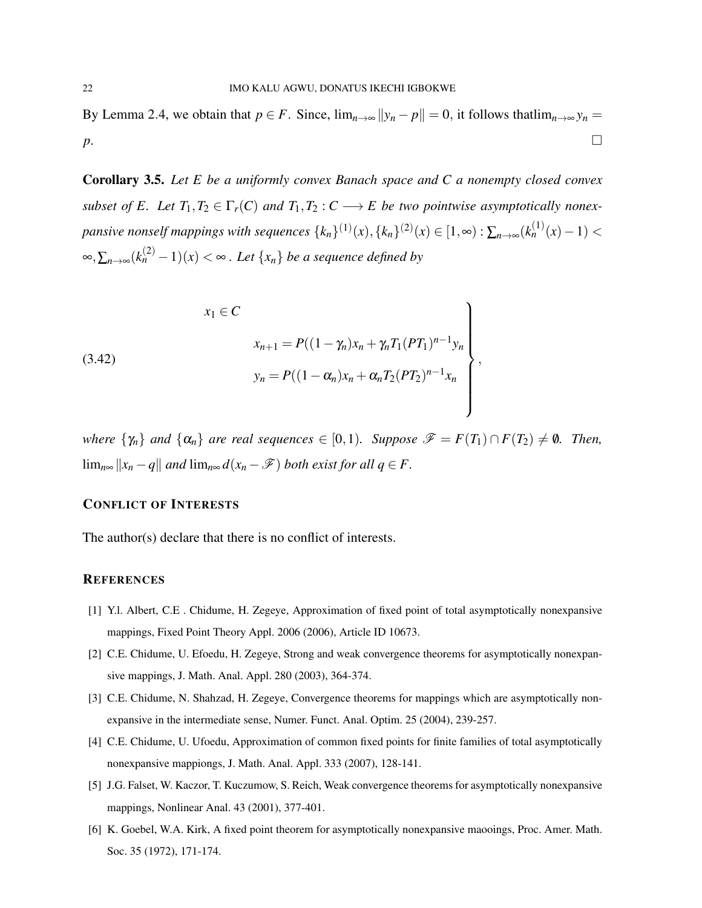By Lemma 2.4, we obtain that $p \in F$. Since, $\lim_{n\to\infty} \|y_n - p\| = 0$, it follows that$\lim_{n\to\infty} y_n = p$. □

**Corollary 3.5.** *Let $E$ be a uniformly convex Banach space and $C$ a nonempty closed convex subset of $E$. Let $T_1, T_2 \in \Gamma_r(C)$ and $T_1, T_2 : C \longrightarrow E$ be two pointwise asymptotically nonexpansive nonself mappings with sequences $\{k_n\}^{(1)}(x), \{k_n\}^{(2)}(x) \in [1, \infty) : \sum_{n\to\infty}(k_n^{(1)}(x) - 1) < \infty, \sum_{n\to\infty}(k_n^{(2)} - 1)(x) < \infty$ . Let $\{x_n\}$ be a sequence defined by*

$$
(3.42) \qquad \left.\begin{array}{l} x_1 \in C \\ \qquad x_{n+1} = P((1-\gamma_n)x_n + \gamma_n T_1(PT_1)^{n-1}y_n \\ \qquad y_n = P((1-\alpha_n)x_n + \alpha_n T_2(PT_2)^{n-1}x_n \end{array}\right\},
$$

*where $\{\gamma_n\}$ and $\{\alpha_n\}$ are real sequences $\in [0,1)$. Suppose $\mathscr{F} = F(T_1) \cap F(T_2) \neq \emptyset$. Then, $\lim_{n\infty} \|x_n - q\|$ and $\lim_{n\infty} d(x_n - \mathscr{F})$ both exist for all $q \in F$.*

## Conflict of Interests

The author(s) declare that there is no conflict of interests.

## References

[1] Y.l. Albert, C.E . Chidume, H. Zegeye, Approximation of fixed point of total asymptotically nonexpansive mappings, Fixed Point Theory Appl. 2006 (2006), Article ID 10673.

[2] C.E. Chidume, U. Efoedu, H. Zegeye, Strong and weak convergence theorems for asymptotically nonexpansive mappings, J. Math. Anal. Appl. 280 (2003), 364-374.

[3] C.E. Chidume, N. Shahzad, H. Zegeye, Convergence theorems for mappings which are asymptotically nonexpansive in the intermediate sense, Numer. Funct. Anal. Optim. 25 (2004), 239-257.

[4] C.E. Chidume, U. Ufoedu, Approximation of common fixed points for finite families of total asymptotically nonexpansive mappiongs, J. Math. Anal. Appl. 333 (2007), 128-141.

[5] J.G. Falset, W. Kaczor, T. Kuczumow, S. Reich, Weak convergence theorems for asymptotically nonexpansive mappings, Nonlinear Anal. 43 (2001), 377-401.

[6] K. Goebel, W.A. Kirk, A fixed point theorem for asymptotically nonexpansive maooings, Proc. Amer. Math. Soc. 35 (1972), 171-174.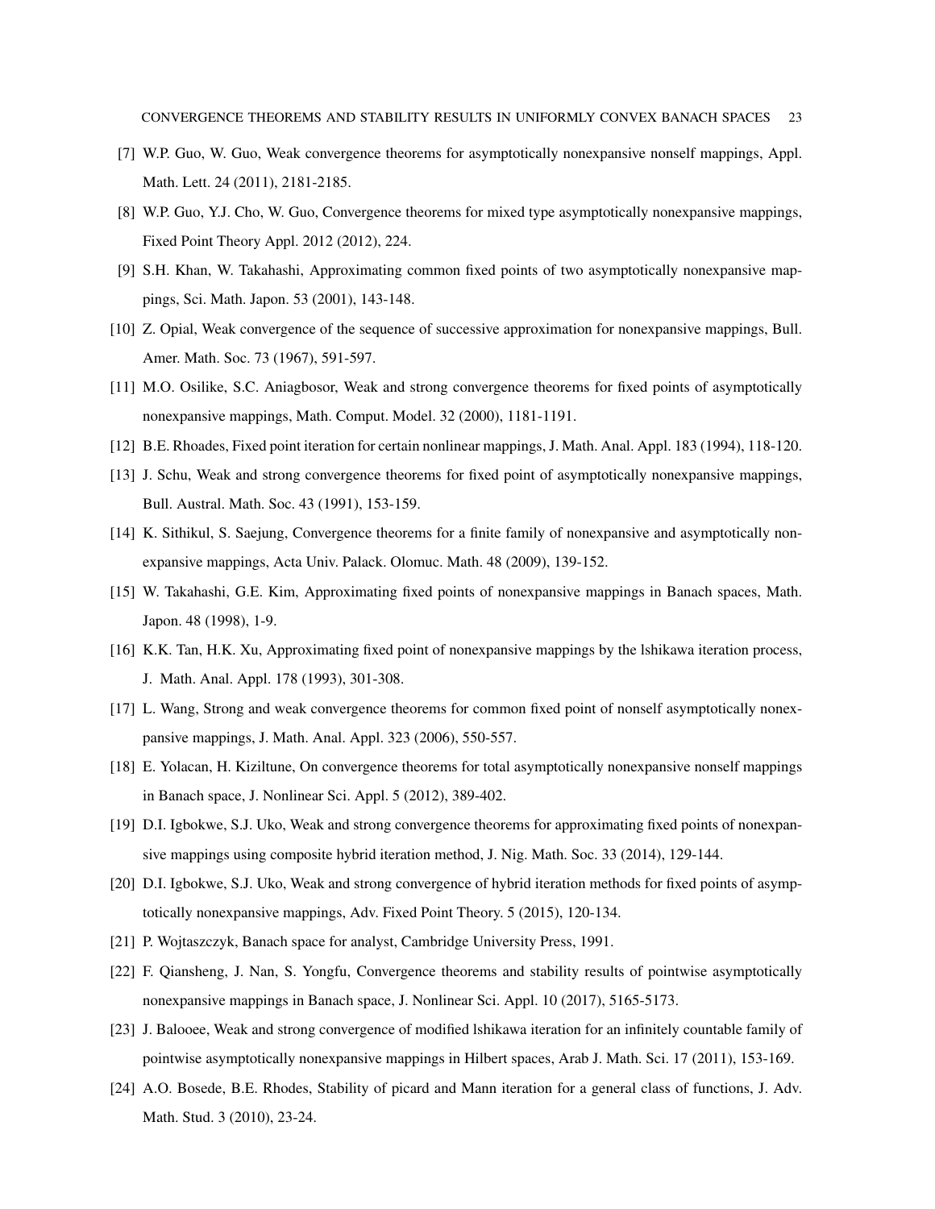[7] W.P. Guo, W. Guo, Weak convergence theorems for asymptotically nonexpansive nonself mappings, Appl. Math. Lett. 24 (2011), 2181-2185.

[8] W.P. Guo, Y.J. Cho, W. Guo, Convergence theorems for mixed type asymptotically nonexpansive mappings, Fixed Point Theory Appl. 2012 (2012), 224.

[9] S.H. Khan, W. Takahashi, Approximating common fixed points of two asymptotically nonexpansive mappings, Sci. Math. Japon. 53 (2001), 143-148.

[10] Z. Opial, Weak convergence of the sequence of successive approximation for nonexpansive mappings, Bull. Amer. Math. Soc. 73 (1967), 591-597.

[11] M.O. Osilike, S.C. Aniagbosor, Weak and strong convergence theorems for fixed points of asymptotically nonexpansive mappings, Math. Comput. Model. 32 (2000), 1181-1191.

[12] B.E. Rhoades, Fixed point iteration for certain nonlinear mappings, J. Math. Anal. Appl. 183 (1994), 118-120.

[13] J. Schu, Weak and strong convergence theorems for fixed point of asymptotically nonexpansive mappings, Bull. Austral. Math. Soc. 43 (1991), 153-159.

[14] K. Sithikul, S. Saejung, Convergence theorems for a finite family of nonexpansive and asymptotically nonexpansive mappings, Acta Univ. Palack. Olomuc. Math. 48 (2009), 139-152.

[15] W. Takahashi, G.E. Kim, Approximating fixed points of nonexpansive mappings in Banach spaces, Math. Japon. 48 (1998), 1-9.

[16] K.K. Tan, H.K. Xu, Approximating fixed point of nonexpansive mappings by the lshikawa iteration process, J. Math. Anal. Appl. 178 (1993), 301-308.

[17] L. Wang, Strong and weak convergence theorems for common fixed point of nonself asymptotically nonexpansive mappings, J. Math. Anal. Appl. 323 (2006), 550-557.

[18] E. Yolacan, H. Kiziltune, On convergence theorems for total asymptotically nonexpansive nonself mappings in Banach space, J. Nonlinear Sci. Appl. 5 (2012), 389-402.

[19] D.I. Igbokwe, S.J. Uko, Weak and strong convergence theorems for approximating fixed points of nonexpansive mappings using composite hybrid iteration method, J. Nig. Math. Soc. 33 (2014), 129-144.

[20] D.I. Igbokwe, S.J. Uko, Weak and strong convergence of hybrid iteration methods for fixed points of asymptotically nonexpansive mappings, Adv. Fixed Point Theory. 5 (2015), 120-134.

[21] P. Wojtaszczyk, Banach space for analyst, Cambridge University Press, 1991.

[22] F. Qiansheng, J. Nan, S. Yongfu, Convergence theorems and stability results of pointwise asymptotically nonexpansive mappings in Banach space, J. Nonlinear Sci. Appl. 10 (2017), 5165-5173.

[23] J. Balooee, Weak and strong convergence of modified lshikawa iteration for an infinitely countable family of pointwise asymptotically nonexpansive mappings in Hilbert spaces, Arab J. Math. Sci. 17 (2011), 153-169.

[24] A.O. Bosede, B.E. Rhodes, Stability of picard and Mann iteration for a general class of functions, J. Adv. Math. Stud. 3 (2010), 23-24.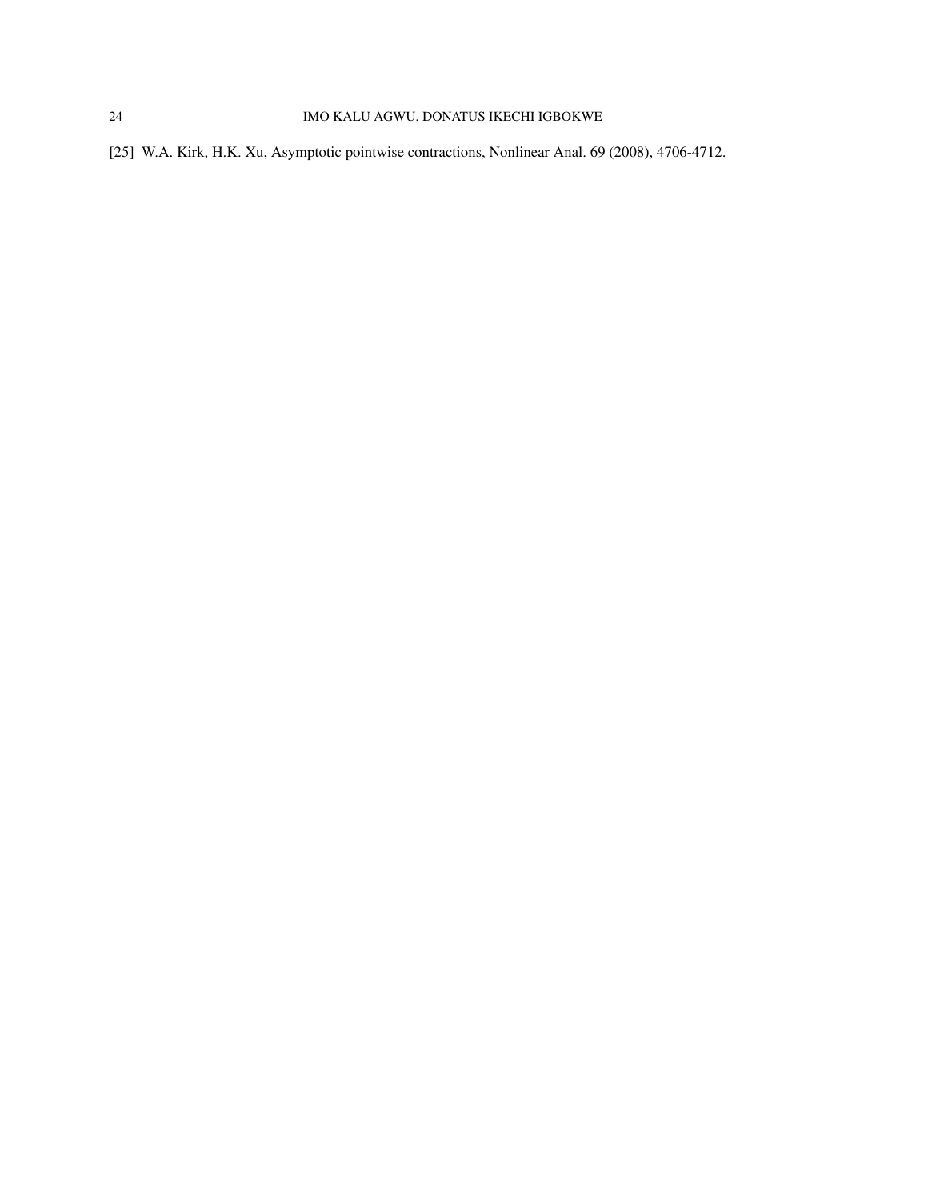[25] W.A. Kirk, H.K. Xu, Asymptotic pointwise contractions, Nonlinear Anal. 69 (2008), 4706-4712.